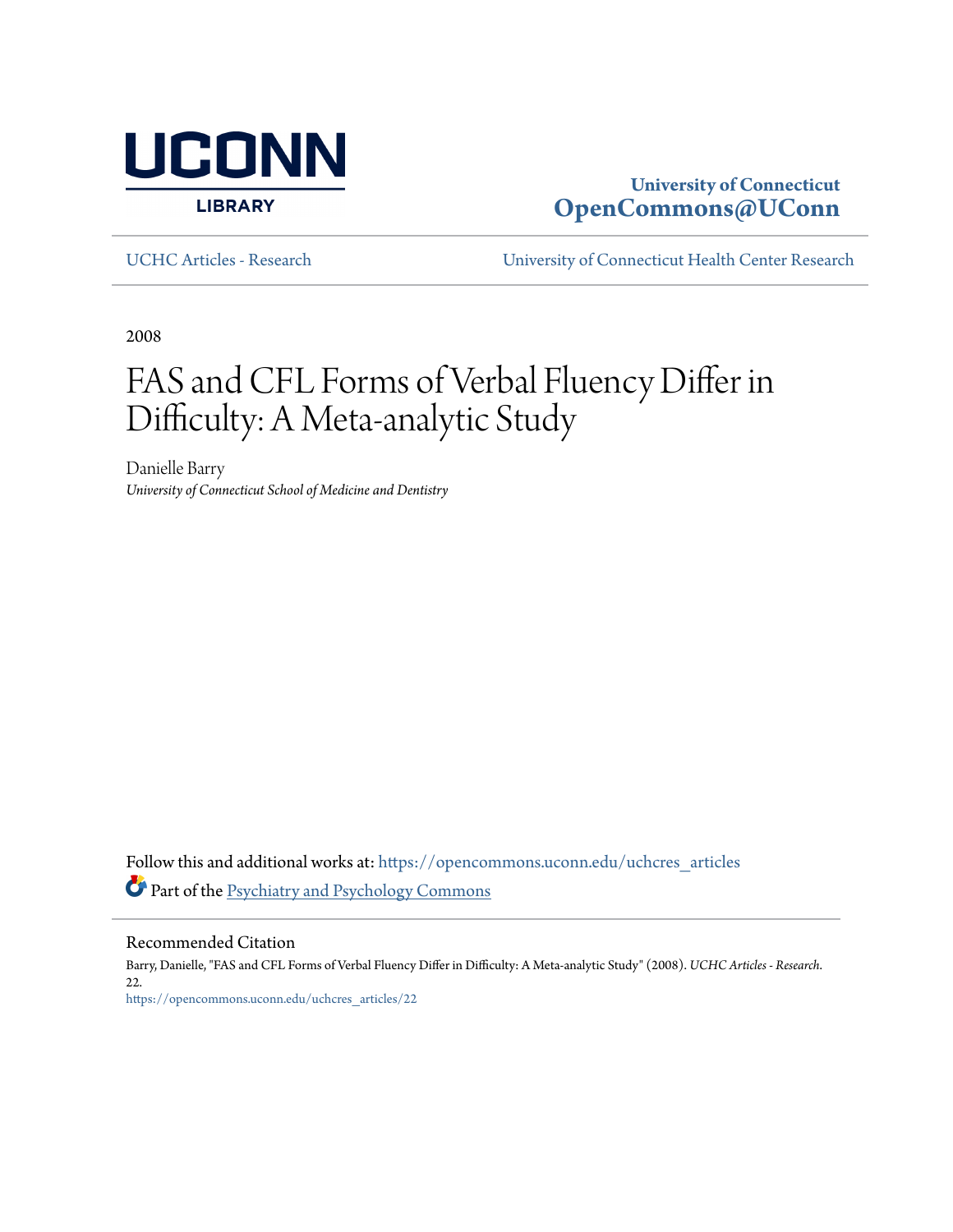UCONN LIBRARY

**University of Connecticut**
**OpenCommons@UConn**

UCHC Articles - Research | University of Connecticut Health Center Research

2008

# FAS and CFL Forms of Verbal Fluency Differ in Difficulty: A Meta-analytic Study

Danielle Barry
*University of Connecticut School of Medicine and Dentistry*

Follow this and additional works at: https://opencommons.uconn.edu/uchcres_articles

Part of the Psychiatry and Psychology Commons

## Recommended Citation

Barry, Danielle, "FAS and CFL Forms of Verbal Fluency Differ in Difficulty: A Meta-analytic Study" (2008). *UCHC Articles - Research*. 22.
https://opencommons.uconn.edu/uchcres_articles/22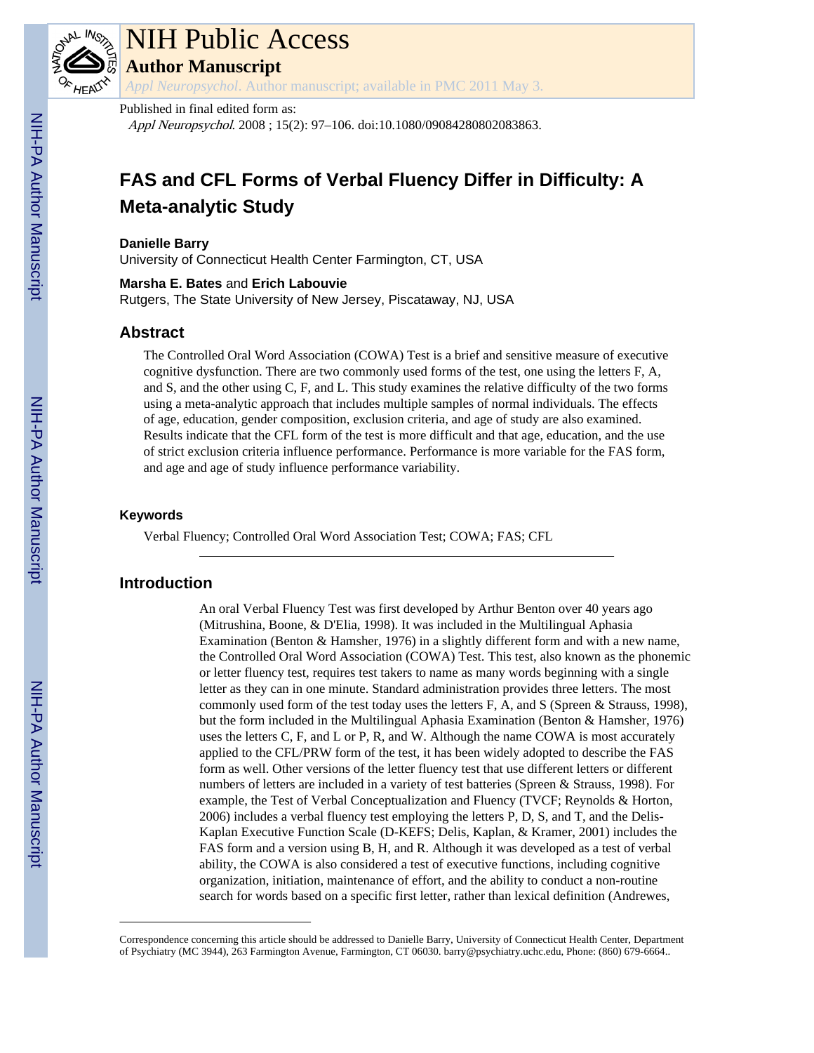# FAS and CFL Forms of Verbal Fluency Differ in Difficulty: A Meta-analytic Study

**Danielle Barry**
University of Connecticut Health Center Farmington, CT, USA

**Marsha E. Bates** and **Erich Labouvie**
Rutgers, The State University of New Jersey, Piscataway, NJ, USA

## Abstract

The Controlled Oral Word Association (COWA) Test is a brief and sensitive measure of executive cognitive dysfunction. There are two commonly used forms of the test, one using the letters F, A, and S, and the other using C, F, and L. This study examines the relative difficulty of the two forms using a meta-analytic approach that includes multiple samples of normal individuals. The effects of age, education, gender composition, exclusion criteria, and age of study are also examined. Results indicate that the CFL form of the test is more difficult and that age, education, and the use of strict exclusion criteria influence performance. Performance is more variable for the FAS form, and age and age of study influence performance variability.

### Keywords

Verbal Fluency; Controlled Oral Word Association Test; COWA; FAS; CFL

## Introduction

An oral Verbal Fluency Test was first developed by Arthur Benton over 40 years ago (Mitrushina, Boone, & D'Elia, 1998). It was included in the Multilingual Aphasia Examination (Benton & Hamsher, 1976) in a slightly different form and with a new name, the Controlled Oral Word Association (COWA) Test. This test, also known as the phonemic or letter fluency test, requires test takers to name as many words beginning with a single letter as they can in one minute. Standard administration provides three letters. The most commonly used form of the test today uses the letters F, A, and S (Spreen & Strauss, 1998), but the form included in the Multilingual Aphasia Examination (Benton & Hamsher, 1976) uses the letters C, F, and L or P, R, and W. Although the name COWA is most accurately applied to the CFL/PRW form of the test, it has been widely adopted to describe the FAS form as well. Other versions of the letter fluency test that use different letters or different numbers of letters are included in a variety of test batteries (Spreen & Strauss, 1998). For example, the Test of Verbal Conceptualization and Fluency (TVCF; Reynolds & Horton, 2006) includes a verbal fluency test employing the letters P, D, S, and T, and the Delis-Kaplan Executive Function Scale (D-KEFS; Delis, Kaplan, & Kramer, 2001) includes the FAS form and a version using B, H, and R. Although it was developed as a test of verbal ability, the COWA is also considered a test of executive functions, including cognitive organization, initiation, maintenance of effort, and the ability to conduct a non-routine search for words based on a specific first letter, rather than lexical definition (Andrewes,

---

Correspondence concerning this article should be addressed to Danielle Barry, University of Connecticut Health Center, Department of Psychiatry (MC 3944), 263 Farmington Avenue, Farmington, CT 06030. barry@psychiatry.uchc.edu, Phone: (860) 679-6664..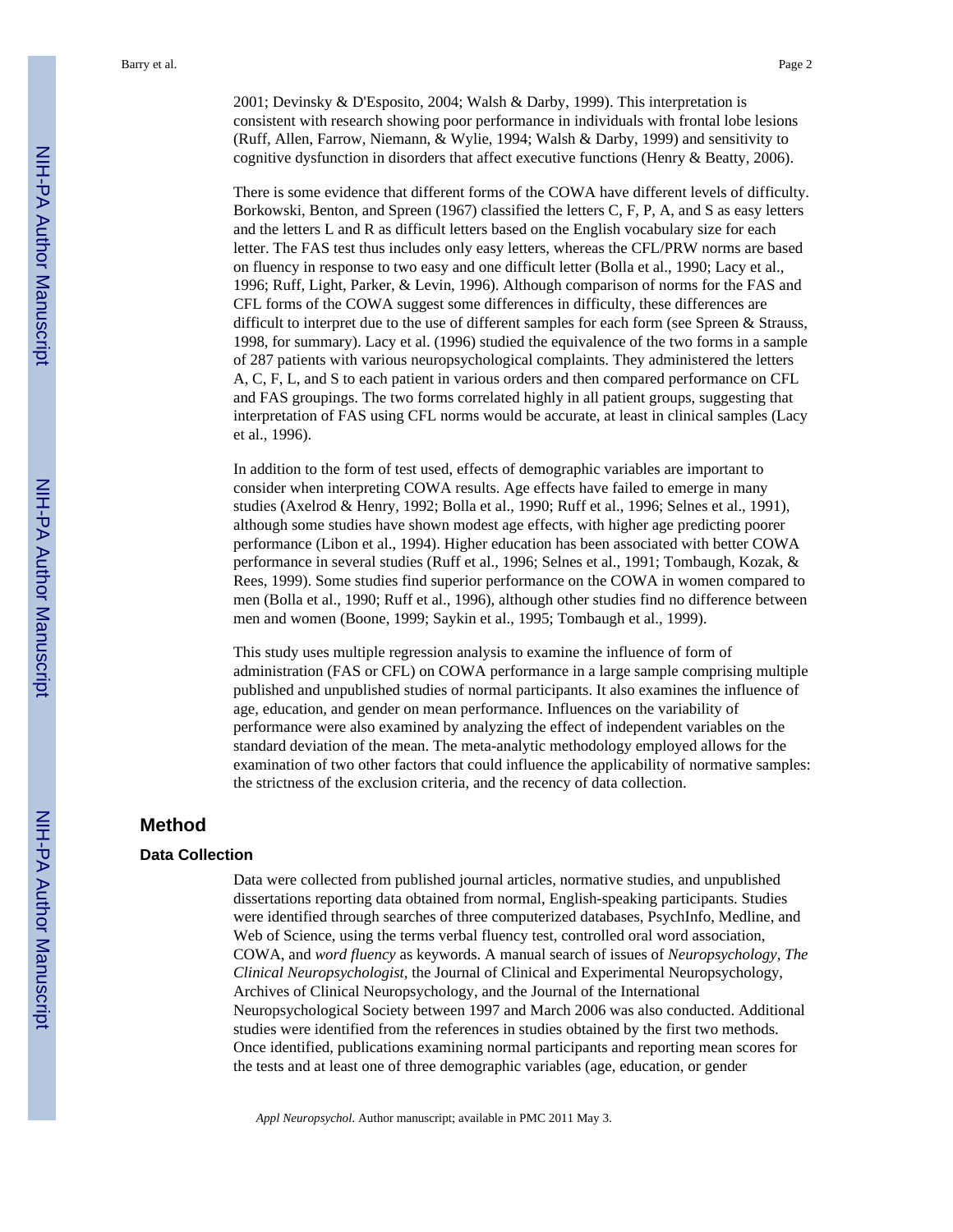2001; Devinsky & D'Esposito, 2004; Walsh & Darby, 1999). This interpretation is consistent with research showing poor performance in individuals with frontal lobe lesions (Ruff, Allen, Farrow, Niemann, & Wylie, 1994; Walsh & Darby, 1999) and sensitivity to cognitive dysfunction in disorders that affect executive functions (Henry & Beatty, 2006).

There is some evidence that different forms of the COWA have different levels of difficulty. Borkowski, Benton, and Spreen (1967) classified the letters C, F, P, A, and S as easy letters and the letters L and R as difficult letters based on the English vocabulary size for each letter. The FAS test thus includes only easy letters, whereas the CFL/PRW norms are based on fluency in response to two easy and one difficult letter (Bolla et al., 1990; Lacy et al., 1996; Ruff, Light, Parker, & Levin, 1996). Although comparison of norms for the FAS and CFL forms of the COWA suggest some differences in difficulty, these differences are difficult to interpret due to the use of different samples for each form (see Spreen & Strauss, 1998, for summary). Lacy et al. (1996) studied the equivalence of the two forms in a sample of 287 patients with various neuropsychological complaints. They administered the letters A, C, F, L, and S to each patient in various orders and then compared performance on CFL and FAS groupings. The two forms correlated highly in all patient groups, suggesting that interpretation of FAS using CFL norms would be accurate, at least in clinical samples (Lacy et al., 1996).

In addition to the form of test used, effects of demographic variables are important to consider when interpreting COWA results. Age effects have failed to emerge in many studies (Axelrod & Henry, 1992; Bolla et al., 1990; Ruff et al., 1996; Selnes et al., 1991), although some studies have shown modest age effects, with higher age predicting poorer performance (Libon et al., 1994). Higher education has been associated with better COWA performance in several studies (Ruff et al., 1996; Selnes et al., 1991; Tombaugh, Kozak, & Rees, 1999). Some studies find superior performance on the COWA in women compared to men (Bolla et al., 1990; Ruff et al., 1996), although other studies find no difference between men and women (Boone, 1999; Saykin et al., 1995; Tombaugh et al., 1999).

This study uses multiple regression analysis to examine the influence of form of administration (FAS or CFL) on COWA performance in a large sample comprising multiple published and unpublished studies of normal participants. It also examines the influence of age, education, and gender on mean performance. Influences on the variability of performance were also examined by analyzing the effect of independent variables on the standard deviation of the mean. The meta-analytic methodology employed allows for the examination of two other factors that could influence the applicability of normative samples: the strictness of the exclusion criteria, and the recency of data collection.

## Method

### Data Collection

Data were collected from published journal articles, normative studies, and unpublished dissertations reporting data obtained from normal, English-speaking participants. Studies were identified through searches of three computerized databases, PsychInfo, Medline, and Web of Science, using the terms verbal fluency test, controlled oral word association, COWA, and *word fluency* as keywords. A manual search of issues of *Neuropsychology, The Clinical Neuropsychologist,* the Journal of Clinical and Experimental Neuropsychology, Archives of Clinical Neuropsychology, and the Journal of the International Neuropsychological Society between 1997 and March 2006 was also conducted. Additional studies were identified from the references in studies obtained by the first two methods. Once identified, publications examining normal participants and reporting mean scores for the tests and at least one of three demographic variables (age, education, or gender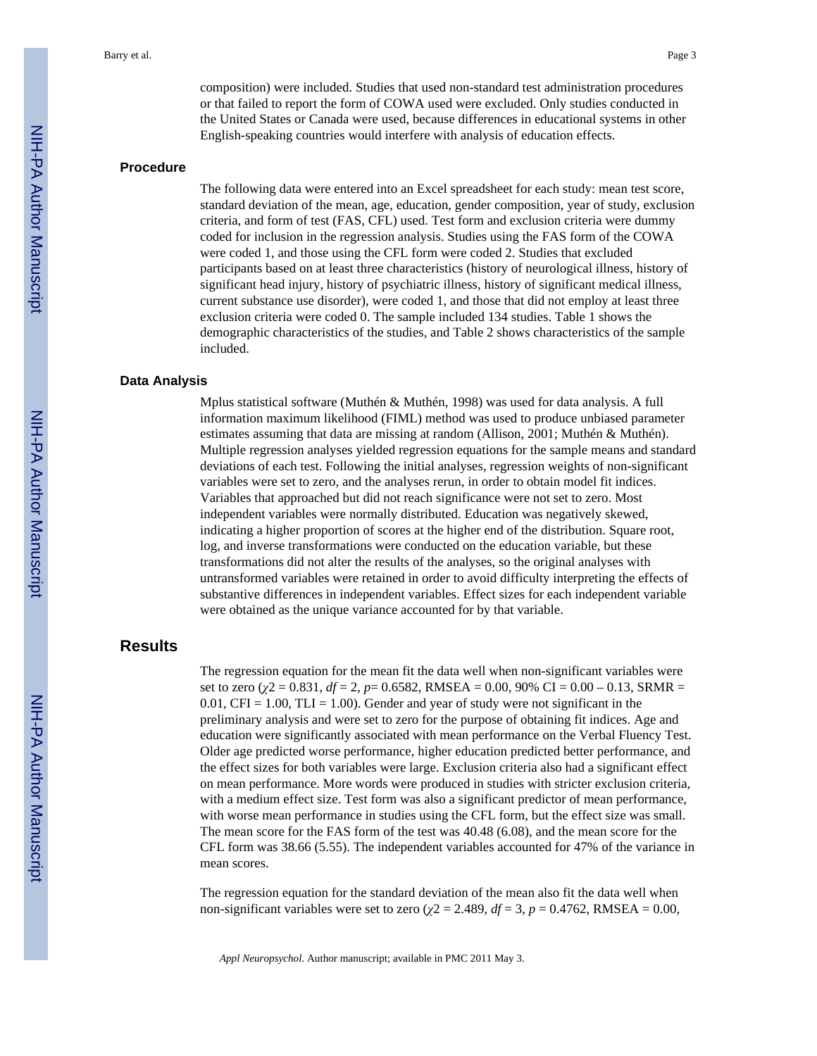composition) were included. Studies that used non-standard test administration procedures or that failed to report the form of COWA used were excluded. Only studies conducted in the United States or Canada were used, because differences in educational systems in other English-speaking countries would interfere with analysis of education effects.

### Procedure

The following data were entered into an Excel spreadsheet for each study: mean test score, standard deviation of the mean, age, education, gender composition, year of study, exclusion criteria, and form of test (FAS, CFL) used. Test form and exclusion criteria were dummy coded for inclusion in the regression analysis. Studies using the FAS form of the COWA were coded 1, and those using the CFL form were coded 2. Studies that excluded participants based on at least three characteristics (history of neurological illness, history of significant head injury, history of psychiatric illness, history of significant medical illness, current substance use disorder), were coded 1, and those that did not employ at least three exclusion criteria were coded 0. The sample included 134 studies. Table 1 shows the demographic characteristics of the studies, and Table 2 shows characteristics of the sample included.

### Data Analysis

Mplus statistical software (Muthén & Muthén, 1998) was used for data analysis. A full information maximum likelihood (FIML) method was used to produce unbiased parameter estimates assuming that data are missing at random (Allison, 2001; Muthén & Muthén). Multiple regression analyses yielded regression equations for the sample means and standard deviations of each test. Following the initial analyses, regression weights of non-significant variables were set to zero, and the analyses rerun, in order to obtain model fit indices. Variables that approached but did not reach significance were not set to zero. Most independent variables were normally distributed. Education was negatively skewed, indicating a higher proportion of scores at the higher end of the distribution. Square root, log, and inverse transformations were conducted on the education variable, but these transformations did not alter the results of the analyses, so the original analyses with untransformed variables were retained in order to avoid difficulty interpreting the effects of substantive differences in independent variables. Effect sizes for each independent variable were obtained as the unique variance accounted for by that variable.

## Results

The regression equation for the mean fit the data well when non-significant variables were set to zero ($\chi 2 = 0.831$, $df = 2$, $p = 0.6582$, RMSEA = 0.00, 90% CI = 0.00 – 0.13, SRMR = 0.01, CFI = 1.00, TLI = 1.00). Gender and year of study were not significant in the preliminary analysis and were set to zero for the purpose of obtaining fit indices. Age and education were significantly associated with mean performance on the Verbal Fluency Test. Older age predicted worse performance, higher education predicted better performance, and the effect sizes for both variables were large. Exclusion criteria also had a significant effect on mean performance. More words were produced in studies with stricter exclusion criteria, with a medium effect size. Test form was also a significant predictor of mean performance, with worse mean performance in studies using the CFL form, but the effect size was small. The mean score for the FAS form of the test was 40.48 (6.08), and the mean score for the CFL form was 38.66 (5.55). The independent variables accounted for 47% of the variance in mean scores.

The regression equation for the standard deviation of the mean also fit the data well when non-significant variables were set to zero ($\chi 2 = 2.489$, $df = 3$, $p = 0.4762$, RMSEA = 0.00,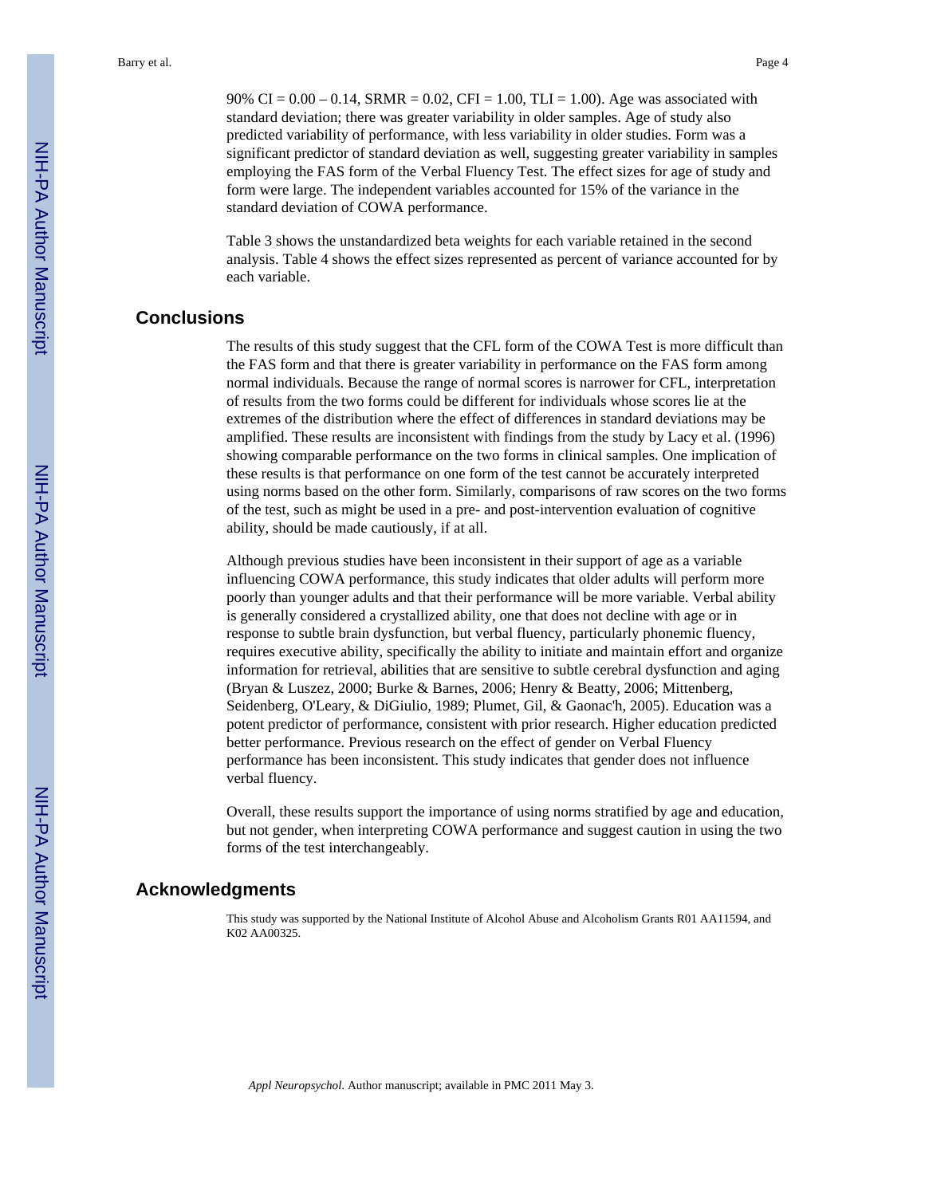90% CI = 0.00 – 0.14, SRMR = 0.02, CFI = 1.00, TLI = 1.00). Age was associated with standard deviation; there was greater variability in older samples. Age of study also predicted variability of performance, with less variability in older studies. Form was a significant predictor of standard deviation as well, suggesting greater variability in samples employing the FAS form of the Verbal Fluency Test. The effect sizes for age of study and form were large. The independent variables accounted for 15% of the variance in the standard deviation of COWA performance.

Table 3 shows the unstandardized beta weights for each variable retained in the second analysis. Table 4 shows the effect sizes represented as percent of variance accounted for by each variable.

## Conclusions

The results of this study suggest that the CFL form of the COWA Test is more difficult than the FAS form and that there is greater variability in performance on the FAS form among normal individuals. Because the range of normal scores is narrower for CFL, interpretation of results from the two forms could be different for individuals whose scores lie at the extremes of the distribution where the effect of differences in standard deviations may be amplified. These results are inconsistent with findings from the study by Lacy et al. (1996) showing comparable performance on the two forms in clinical samples. One implication of these results is that performance on one form of the test cannot be accurately interpreted using norms based on the other form. Similarly, comparisons of raw scores on the two forms of the test, such as might be used in a pre- and post-intervention evaluation of cognitive ability, should be made cautiously, if at all.

Although previous studies have been inconsistent in their support of age as a variable influencing COWA performance, this study indicates that older adults will perform more poorly than younger adults and that their performance will be more variable. Verbal ability is generally considered a crystallized ability, one that does not decline with age or in response to subtle brain dysfunction, but verbal fluency, particularly phonemic fluency, requires executive ability, specifically the ability to initiate and maintain effort and organize information for retrieval, abilities that are sensitive to subtle cerebral dysfunction and aging (Bryan & Luszez, 2000; Burke & Barnes, 2006; Henry & Beatty, 2006; Mittenberg, Seidenberg, O'Leary, & DiGiulio, 1989; Plumet, Gil, & Gaonac'h, 2005). Education was a potent predictor of performance, consistent with prior research. Higher education predicted better performance. Previous research on the effect of gender on Verbal Fluency performance has been inconsistent. This study indicates that gender does not influence verbal fluency.

Overall, these results support the importance of using norms stratified by age and education, but not gender, when interpreting COWA performance and suggest caution in using the two forms of the test interchangeably.

## Acknowledgments

This study was supported by the National Institute of Alcohol Abuse and Alcoholism Grants R01 AA11594, and K02 AA00325.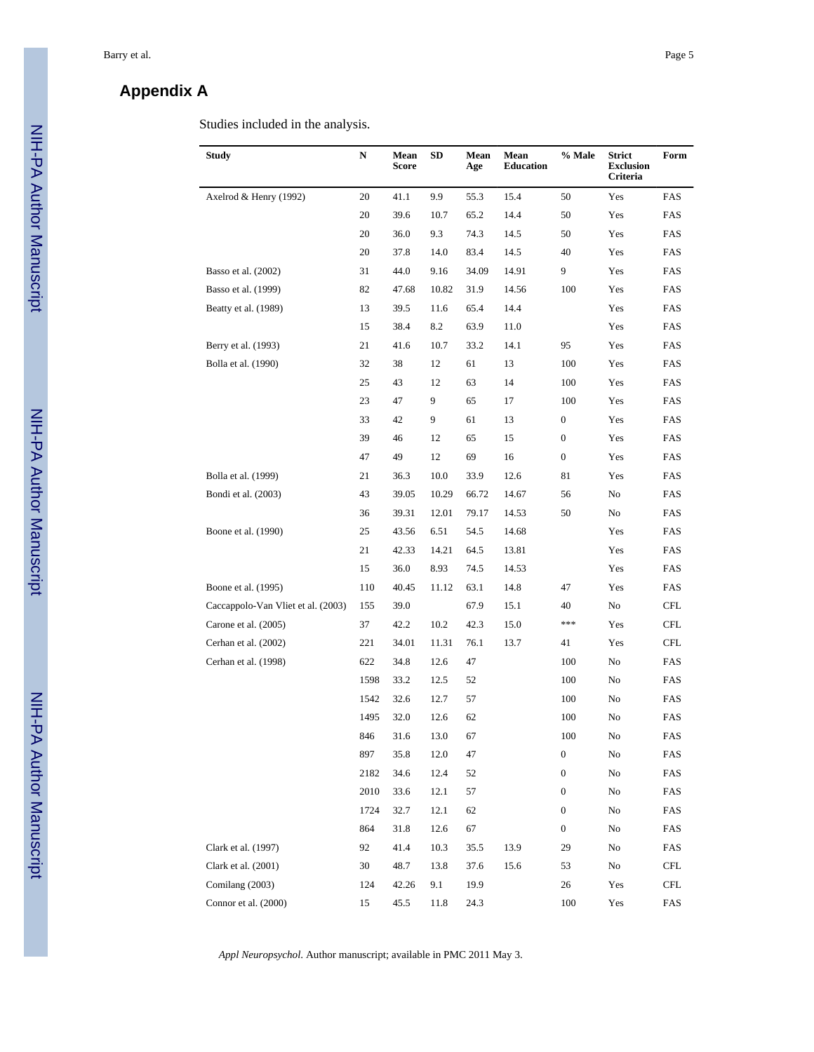# Appendix A

Studies included in the analysis.

| Study | N | Mean Score | SD | Mean Age | Mean Education | % Male | Strict Exclusion Criteria | Form |
|---|---|---|---|---|---|---|---|---|
| Axelrod & Henry (1992) | 20 | 41.1 | 9.9 | 55.3 | 15.4 | 50 | Yes | FAS |
| | 20 | 39.6 | 10.7 | 65.2 | 14.4 | 50 | Yes | FAS |
| | 20 | 36.0 | 9.3 | 74.3 | 14.5 | 50 | Yes | FAS |
| | 20 | 37.8 | 14.0 | 83.4 | 14.5 | 40 | Yes | FAS |
| Basso et al. (2002) | 31 | 44.0 | 9.16 | 34.09 | 14.91 | 9 | Yes | FAS |
| Basso et al. (1999) | 82 | 47.68 | 10.82 | 31.9 | 14.56 | 100 | Yes | FAS |
| Beatty et al. (1989) | 13 | 39.5 | 11.6 | 65.4 | 14.4 | | Yes | FAS |
| | 15 | 38.4 | 8.2 | 63.9 | 11.0 | | Yes | FAS |
| Berry et al. (1993) | 21 | 41.6 | 10.7 | 33.2 | 14.1 | 95 | Yes | FAS |
| Bolla et al. (1990) | 32 | 38 | 12 | 61 | 13 | 100 | Yes | FAS |
| | 25 | 43 | 12 | 63 | 14 | 100 | Yes | FAS |
| | 23 | 47 | 9 | 65 | 17 | 100 | Yes | FAS |
| | 33 | 42 | 9 | 61 | 13 | 0 | Yes | FAS |
| | 39 | 46 | 12 | 65 | 15 | 0 | Yes | FAS |
| | 47 | 49 | 12 | 69 | 16 | 0 | Yes | FAS |
| Bolla et al. (1999) | 21 | 36.3 | 10.0 | 33.9 | 12.6 | 81 | Yes | FAS |
| Bondi et al. (2003) | 43 | 39.05 | 10.29 | 66.72 | 14.67 | 56 | No | FAS |
| | 36 | 39.31 | 12.01 | 79.17 | 14.53 | 50 | No | FAS |
| Boone et al. (1990) | 25 | 43.56 | 6.51 | 54.5 | 14.68 | | Yes | FAS |
| | 21 | 42.33 | 14.21 | 64.5 | 13.81 | | Yes | FAS |
| | 15 | 36.0 | 8.93 | 74.5 | 14.53 | | Yes | FAS |
| Boone et al. (1995) | 110 | 40.45 | 11.12 | 63.1 | 14.8 | 47 | Yes | FAS |
| Caccappolo-Van Vliet et al. (2003) | 155 | 39.0 | | 67.9 | 15.1 | 40 | No | CFL |
| Carone et al. (2005) | 37 | 42.2 | 10.2 | 42.3 | 15.0 | *** | Yes | CFL |
| Cerhan et al. (2002) | 221 | 34.01 | 11.31 | 76.1 | 13.7 | 41 | Yes | CFL |
| Cerhan et al. (1998) | 622 | 34.8 | 12.6 | 47 | | 100 | No | FAS |
| | 1598 | 33.2 | 12.5 | 52 | | 100 | No | FAS |
| | 1542 | 32.6 | 12.7 | 57 | | 100 | No | FAS |
| | 1495 | 32.0 | 12.6 | 62 | | 100 | No | FAS |
| | 846 | 31.6 | 13.0 | 67 | | 100 | No | FAS |
| | 897 | 35.8 | 12.0 | 47 | | 0 | No | FAS |
| | 2182 | 34.6 | 12.4 | 52 | | 0 | No | FAS |
| | 2010 | 33.6 | 12.1 | 57 | | 0 | No | FAS |
| | 1724 | 32.7 | 12.1 | 62 | | 0 | No | FAS |
| | 864 | 31.8 | 12.6 | 67 | | 0 | No | FAS |
| Clark et al. (1997) | 92 | 41.4 | 10.3 | 35.5 | 13.9 | 29 | No | FAS |
| Clark et al. (2001) | 30 | 48.7 | 13.8 | 37.6 | 15.6 | 53 | No | CFL |
| Comilang (2003) | 124 | 42.26 | 9.1 | 19.9 | | 26 | Yes | CFL |
| Connor et al. (2000) | 15 | 45.5 | 11.8 | 24.3 | | 100 | Yes | FAS |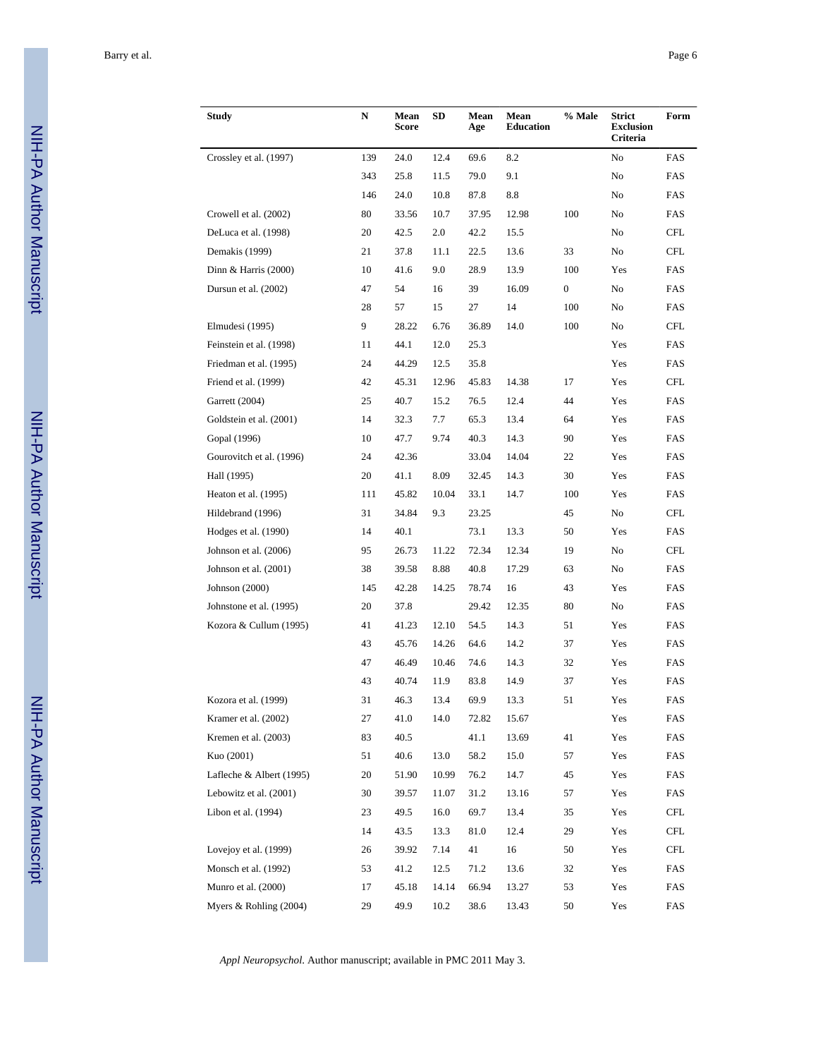| Study | N | Mean Score | SD | Mean Age | Mean Education | % Male | Strict Exclusion Criteria | Form |
|---|---|---|---|---|---|---|---|---|
| Crossley et al. (1997) | 139 | 24.0 | 12.4 | 69.6 | 8.2 | | No | FAS |
| | 343 | 25.8 | 11.5 | 79.0 | 9.1 | | No | FAS |
| | 146 | 24.0 | 10.8 | 87.8 | 8.8 | | No | FAS |
| Crowell et al. (2002) | 80 | 33.56 | 10.7 | 37.95 | 12.98 | 100 | No | FAS |
| DeLuca et al. (1998) | 20 | 42.5 | 2.0 | 42.2 | 15.5 | | No | CFL |
| Demakis (1999) | 21 | 37.8 | 11.1 | 22.5 | 13.6 | 33 | No | CFL |
| Dinn & Harris (2000) | 10 | 41.6 | 9.0 | 28.9 | 13.9 | 100 | Yes | FAS |
| Dursun et al. (2002) | 47 | 54 | 16 | 39 | 16.09 | 0 | No | FAS |
| | 28 | 57 | 15 | 27 | 14 | 100 | No | FAS |
| Elmudesi (1995) | 9 | 28.22 | 6.76 | 36.89 | 14.0 | 100 | No | CFL |
| Feinstein et al. (1998) | 11 | 44.1 | 12.0 | 25.3 | | | Yes | FAS |
| Friedman et al. (1995) | 24 | 44.29 | 12.5 | 35.8 | | | Yes | FAS |
| Friend et al. (1999) | 42 | 45.31 | 12.96 | 45.83 | 14.38 | 17 | Yes | CFL |
| Garrett (2004) | 25 | 40.7 | 15.2 | 76.5 | 12.4 | 44 | Yes | FAS |
| Goldstein et al. (2001) | 14 | 32.3 | 7.7 | 65.3 | 13.4 | 64 | Yes | FAS |
| Gopal (1996) | 10 | 47.7 | 9.74 | 40.3 | 14.3 | 90 | Yes | FAS |
| Gourovitch et al. (1996) | 24 | 42.36 | | 33.04 | 14.04 | 22 | Yes | FAS |
| Hall (1995) | 20 | 41.1 | 8.09 | 32.45 | 14.3 | 30 | Yes | FAS |
| Heaton et al. (1995) | 111 | 45.82 | 10.04 | 33.1 | 14.7 | 100 | Yes | FAS |
| Hildebrand (1996) | 31 | 34.84 | 9.3 | 23.25 | | 45 | No | CFL |
| Hodges et al. (1990) | 14 | 40.1 | | 73.1 | 13.3 | 50 | Yes | FAS |
| Johnson et al. (2006) | 95 | 26.73 | 11.22 | 72.34 | 12.34 | 19 | No | CFL |
| Johnson et al. (2001) | 38 | 39.58 | 8.88 | 40.8 | 17.29 | 63 | No | FAS |
| Johnson (2000) | 145 | 42.28 | 14.25 | 78.74 | 16 | 43 | Yes | FAS |
| Johnstone et al. (1995) | 20 | 37.8 | | 29.42 | 12.35 | 80 | No | FAS |
| Kozora & Cullum (1995) | 41 | 41.23 | 12.10 | 54.5 | 14.3 | 51 | Yes | FAS |
| | 43 | 45.76 | 14.26 | 64.6 | 14.2 | 37 | Yes | FAS |
| | 47 | 46.49 | 10.46 | 74.6 | 14.3 | 32 | Yes | FAS |
| | 43 | 40.74 | 11.9 | 83.8 | 14.9 | 37 | Yes | FAS |
| Kozora et al. (1999) | 31 | 46.3 | 13.4 | 69.9 | 13.3 | 51 | Yes | FAS |
| Kramer et al. (2002) | 27 | 41.0 | 14.0 | 72.82 | 15.67 | | Yes | FAS |
| Kremen et al. (2003) | 83 | 40.5 | | 41.1 | 13.69 | 41 | Yes | FAS |
| Kuo (2001) | 51 | 40.6 | 13.0 | 58.2 | 15.0 | 57 | Yes | FAS |
| Lafleche & Albert (1995) | 20 | 51.90 | 10.99 | 76.2 | 14.7 | 45 | Yes | FAS |
| Lebowitz et al. (2001) | 30 | 39.57 | 11.07 | 31.2 | 13.16 | 57 | Yes | FAS |
| Libon et al. (1994) | 23 | 49.5 | 16.0 | 69.7 | 13.4 | 35 | Yes | CFL |
| | 14 | 43.5 | 13.3 | 81.0 | 12.4 | 29 | Yes | CFL |
| Lovejoy et al. (1999) | 26 | 39.92 | 7.14 | 41 | 16 | 50 | Yes | CFL |
| Monsch et al. (1992) | 53 | 41.2 | 12.5 | 71.2 | 13.6 | 32 | Yes | FAS |
| Munro et al. (2000) | 17 | 45.18 | 14.14 | 66.94 | 13.27 | 53 | Yes | FAS |
| Myers & Rohling (2004) | 29 | 49.9 | 10.2 | 38.6 | 13.43 | 50 | Yes | FAS |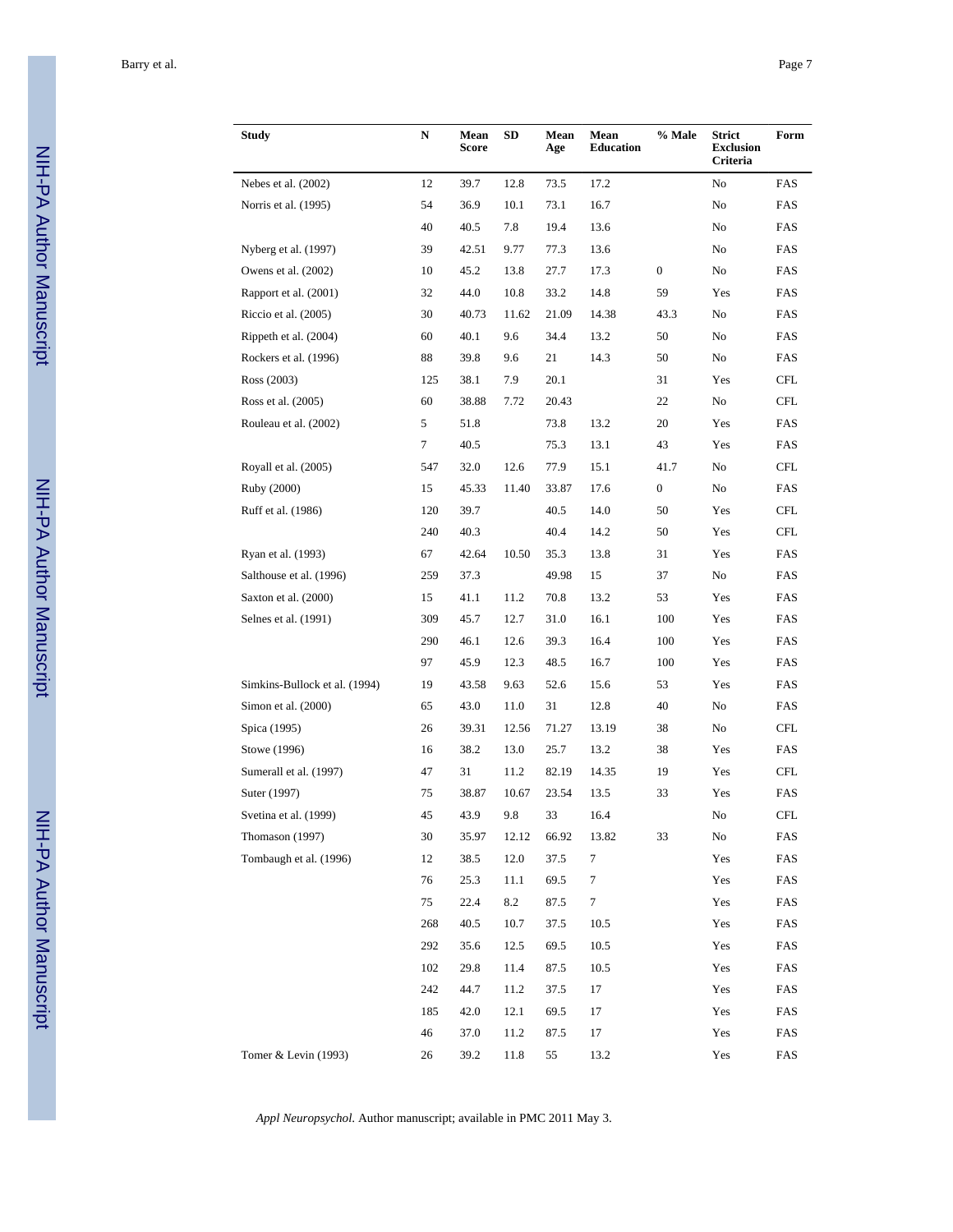| Study | N | Mean Score | SD | Mean Age | Mean Education | % Male | Strict Exclusion Criteria | Form |
|---|---|---|---|---|---|---|---|---|
| Nebes et al. (2002) | 12 | 39.7 | 12.8 | 73.5 | 17.2 | | No | FAS |
| Norris et al. (1995) | 54 | 36.9 | 10.1 | 73.1 | 16.7 | | No | FAS |
| | 40 | 40.5 | 7.8 | 19.4 | 13.6 | | No | FAS |
| Nyberg et al. (1997) | 39 | 42.51 | 9.77 | 77.3 | 13.6 | | No | FAS |
| Owens et al. (2002) | 10 | 45.2 | 13.8 | 27.7 | 17.3 | 0 | No | FAS |
| Rapport et al. (2001) | 32 | 44.0 | 10.8 | 33.2 | 14.8 | 59 | Yes | FAS |
| Riccio et al. (2005) | 30 | 40.73 | 11.62 | 21.09 | 14.38 | 43.3 | No | FAS |
| Rippeth et al. (2004) | 60 | 40.1 | 9.6 | 34.4 | 13.2 | 50 | No | FAS |
| Rockers et al. (1996) | 88 | 39.8 | 9.6 | 21 | 14.3 | 50 | No | FAS |
| Ross (2003) | 125 | 38.1 | 7.9 | 20.1 | | 31 | Yes | CFL |
| Ross et al. (2005) | 60 | 38.88 | 7.72 | 20.43 | | 22 | No | CFL |
| Rouleau et al. (2002) | 5 | 51.8 | | 73.8 | 13.2 | 20 | Yes | FAS |
| | 7 | 40.5 | | 75.3 | 13.1 | 43 | Yes | FAS |
| Royall et al. (2005) | 547 | 32.0 | 12.6 | 77.9 | 15.1 | 41.7 | No | CFL |
| Ruby (2000) | 15 | 45.33 | 11.40 | 33.87 | 17.6 | 0 | No | FAS |
| Ruff et al. (1986) | 120 | 39.7 | | 40.5 | 14.0 | 50 | Yes | CFL |
| | 240 | 40.3 | | 40.4 | 14.2 | 50 | Yes | CFL |
| Ryan et al. (1993) | 67 | 42.64 | 10.50 | 35.3 | 13.8 | 31 | Yes | FAS |
| Salthouse et al. (1996) | 259 | 37.3 | | 49.98 | 15 | 37 | No | FAS |
| Saxton et al. (2000) | 15 | 41.1 | 11.2 | 70.8 | 13.2 | 53 | Yes | FAS |
| Selnes et al. (1991) | 309 | 45.7 | 12.7 | 31.0 | 16.1 | 100 | Yes | FAS |
| | 290 | 46.1 | 12.6 | 39.3 | 16.4 | 100 | Yes | FAS |
| | 97 | 45.9 | 12.3 | 48.5 | 16.7 | 100 | Yes | FAS |
| Simkins-Bullock et al. (1994) | 19 | 43.58 | 9.63 | 52.6 | 15.6 | 53 | Yes | FAS |
| Simon et al. (2000) | 65 | 43.0 | 11.0 | 31 | 12.8 | 40 | No | FAS |
| Spica (1995) | 26 | 39.31 | 12.56 | 71.27 | 13.19 | 38 | No | CFL |
| Stowe (1996) | 16 | 38.2 | 13.0 | 25.7 | 13.2 | 38 | Yes | FAS |
| Sumerall et al. (1997) | 47 | 31 | 11.2 | 82.19 | 14.35 | 19 | Yes | CFL |
| Suter (1997) | 75 | 38.87 | 10.67 | 23.54 | 13.5 | 33 | Yes | FAS |
| Svetina et al. (1999) | 45 | 43.9 | 9.8 | 33 | 16.4 | | No | CFL |
| Thomason (1997) | 30 | 35.97 | 12.12 | 66.92 | 13.82 | 33 | No | FAS |
| Tombaugh et al. (1996) | 12 | 38.5 | 12.0 | 37.5 | 7 | | Yes | FAS |
| | 76 | 25.3 | 11.1 | 69.5 | 7 | | Yes | FAS |
| | 75 | 22.4 | 8.2 | 87.5 | 7 | | Yes | FAS |
| | 268 | 40.5 | 10.7 | 37.5 | 10.5 | | Yes | FAS |
| | 292 | 35.6 | 12.5 | 69.5 | 10.5 | | Yes | FAS |
| | 102 | 29.8 | 11.4 | 87.5 | 10.5 | | Yes | FAS |
| | 242 | 44.7 | 11.2 | 37.5 | 17 | | Yes | FAS |
| | 185 | 42.0 | 12.1 | 69.5 | 17 | | Yes | FAS |
| | 46 | 37.0 | 11.2 | 87.5 | 17 | | Yes | FAS |
| Tomer & Levin (1993) | 26 | 39.2 | 11.8 | 55 | 13.2 | | Yes | FAS |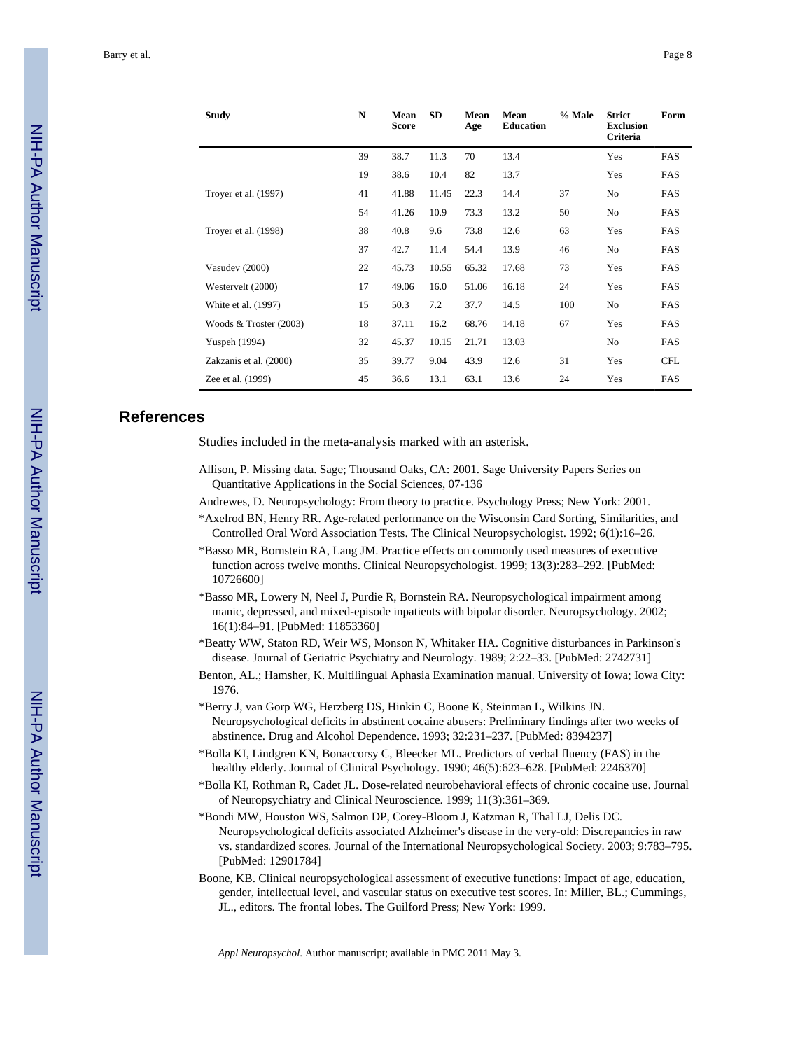| Study | N | Mean Score | SD | Mean Age | Mean Education | % Male | Strict Exclusion Criteria | Form |
|---|---|---|---|---|---|---|---|---|
| | 39 | 38.7 | 11.3 | 70 | 13.4 | | Yes | FAS |
| | 19 | 38.6 | 10.4 | 82 | 13.7 | | Yes | FAS |
| Troyer et al. (1997) | 41 | 41.88 | 11.45 | 22.3 | 14.4 | 37 | No | FAS |
| | 54 | 41.26 | 10.9 | 73.3 | 13.2 | 50 | No | FAS |
| Troyer et al. (1998) | 38 | 40.8 | 9.6 | 73.8 | 12.6 | 63 | Yes | FAS |
| | 37 | 42.7 | 11.4 | 54.4 | 13.9 | 46 | No | FAS |
| Vasudev (2000) | 22 | 45.73 | 10.55 | 65.32 | 17.68 | 73 | Yes | FAS |
| Westervelt (2000) | 17 | 49.06 | 16.0 | 51.06 | 16.18 | 24 | Yes | FAS |
| White et al. (1997) | 15 | 50.3 | 7.2 | 37.7 | 14.5 | 100 | No | FAS |
| Woods & Troster (2003) | 18 | 37.11 | 16.2 | 68.76 | 14.18 | 67 | Yes | FAS |
| Yuspeh (1994) | 32 | 45.37 | 10.15 | 21.71 | 13.03 | | No | FAS |
| Zakzanis et al. (2000) | 35 | 39.77 | 9.04 | 43.9 | 12.6 | 31 | Yes | CFL |
| Zee et al. (1999) | 45 | 36.6 | 13.1 | 63.1 | 13.6 | 24 | Yes | FAS |

## References

Studies included in the meta-analysis marked with an asterisk.

Allison, P. Missing data. Sage; Thousand Oaks, CA: 2001. Sage University Papers Series on Quantitative Applications in the Social Sciences, 07-136

Andrewes, D. Neuropsychology: From theory to practice. Psychology Press; New York: 2001.

*Axelrod BN, Henry RR. Age-related performance on the Wisconsin Card Sorting, Similarities, and Controlled Oral Word Association Tests. The Clinical Neuropsychologist. 1992; 6(1):16–26.

*Basso MR, Bornstein RA, Lang JM. Practice effects on commonly used measures of executive function across twelve months. Clinical Neuropsychologist. 1999; 13(3):283–292. [PubMed: 10726600]

*Basso MR, Lowery N, Neel J, Purdie R, Bornstein RA. Neuropsychological impairment among manic, depressed, and mixed-episode inpatients with bipolar disorder. Neuropsychology. 2002; 16(1):84–91. [PubMed: 11853360]

*Beatty WW, Staton RD, Weir WS, Monson N, Whitaker HA. Cognitive disturbances in Parkinson's disease. Journal of Geriatric Psychiatry and Neurology. 1989; 2:22–33. [PubMed: 2742731]

Benton, AL.; Hamsher, K. Multilingual Aphasia Examination manual. University of Iowa; Iowa City: 1976.

*Berry J, van Gorp WG, Herzberg DS, Hinkin C, Boone K, Steinman L, Wilkins JN. Neuropsychological deficits in abstinent cocaine abusers: Preliminary findings after two weeks of abstinence. Drug and Alcohol Dependence. 1993; 32:231–237. [PubMed: 8394237]

*Bolla KI, Lindgren KN, Bonaccorsy C, Bleecker ML. Predictors of verbal fluency (FAS) in the healthy elderly. Journal of Clinical Psychology. 1990; 46(5):623–628. [PubMed: 2246370]

*Bolla KI, Rothman R, Cadet JL. Dose-related neurobehavioral effects of chronic cocaine use. Journal of Neuropsychiatry and Clinical Neuroscience. 1999; 11(3):361–369.

*Bondi MW, Houston WS, Salmon DP, Corey-Bloom J, Katzman R, Thal LJ, Delis DC. Neuropsychological deficits associated Alzheimer's disease in the very-old: Discrepancies in raw vs. standardized scores. Journal of the International Neuropsychological Society. 2003; 9:783–795. [PubMed: 12901784]

Boone, KB. Clinical neuropsychological assessment of executive functions: Impact of age, education, gender, intellectual level, and vascular status on executive test scores. In: Miller, BL.; Cummings, JL., editors. The frontal lobes. The Guilford Press; New York: 1999.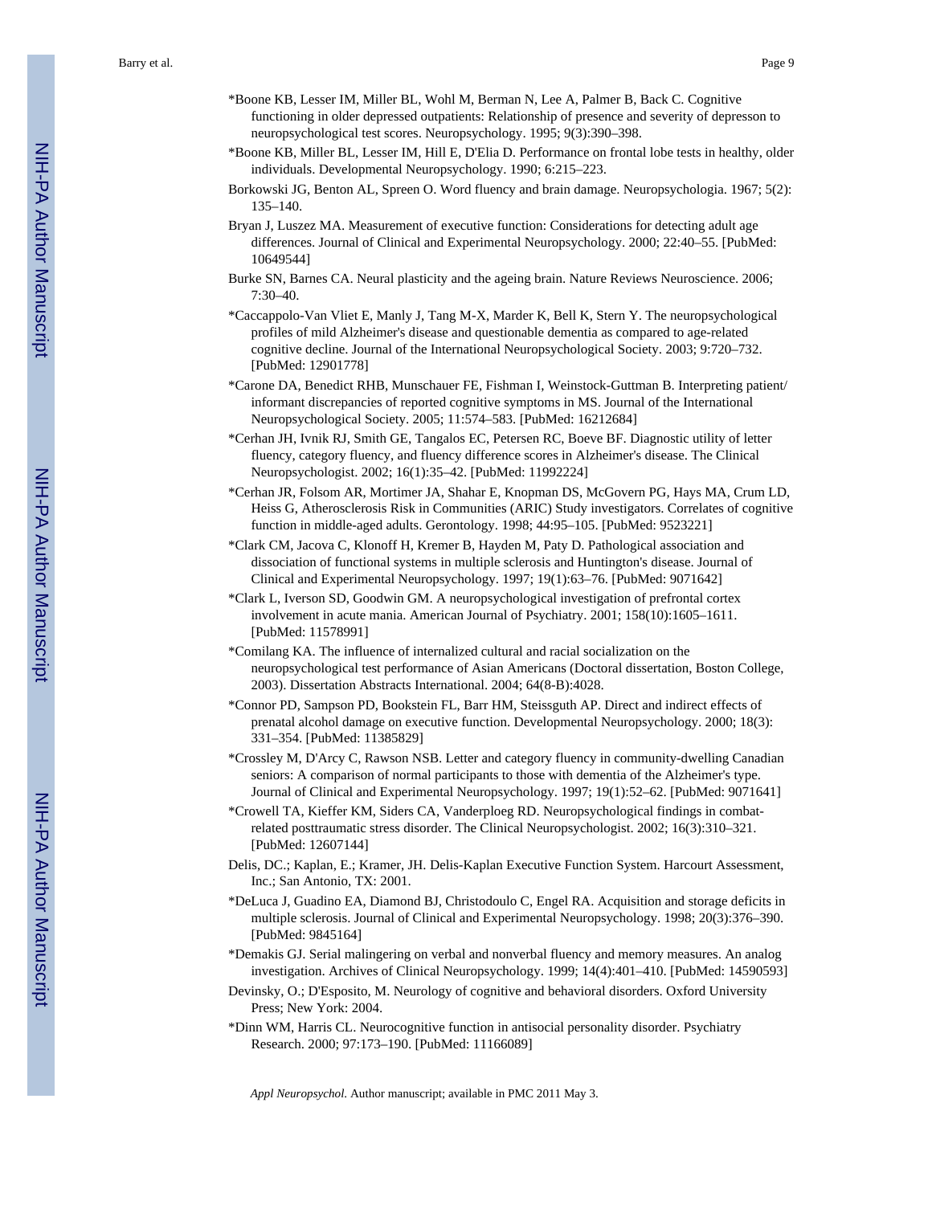*Boone KB, Lesser IM, Miller BL, Wohl M, Berman N, Lee A, Palmer B, Back C. Cognitive functioning in older depressed outpatients: Relationship of presence and severity of depresson to neuropsychological test scores. Neuropsychology. 1995; 9(3):390–398.

*Boone KB, Miller BL, Lesser IM, Hill E, D'Elia D. Performance on frontal lobe tests in healthy, older individuals. Developmental Neuropsychology. 1990; 6:215–223.

Borkowski JG, Benton AL, Spreen O. Word fluency and brain damage. Neuropsychologia. 1967; 5(2): 135–140.

Bryan J, Luszez MA. Measurement of executive function: Considerations for detecting adult age differences. Journal of Clinical and Experimental Neuropsychology. 2000; 22:40–55. [PubMed: 10649544]

Burke SN, Barnes CA. Neural plasticity and the ageing brain. Nature Reviews Neuroscience. 2006; 7:30–40.

*Caccappolo-Van Vliet E, Manly J, Tang M-X, Marder K, Bell K, Stern Y. The neuropsychological profiles of mild Alzheimer's disease and questionable dementia as compared to age-related cognitive decline. Journal of the International Neuropsychological Society. 2003; 9:720–732. [PubMed: 12901778]

*Carone DA, Benedict RHB, Munschauer FE, Fishman I, Weinstock-Guttman B. Interpreting patient/informant discrepancies of reported cognitive symptoms in MS. Journal of the International Neuropsychological Society. 2005; 11:574–583. [PubMed: 16212684]

*Cerhan JH, Ivnik RJ, Smith GE, Tangalos EC, Petersen RC, Boeve BF. Diagnostic utility of letter fluency, category fluency, and fluency difference scores in Alzheimer's disease. The Clinical Neuropsychologist. 2002; 16(1):35–42. [PubMed: 11992224]

*Cerhan JR, Folsom AR, Mortimer JA, Shahar E, Knopman DS, McGovern PG, Hays MA, Crum LD, Heiss G, Atherosclerosis Risk in Communities (ARIC) Study investigators. Correlates of cognitive function in middle-aged adults. Gerontology. 1998; 44:95–105. [PubMed: 9523221]

*Clark CM, Jacova C, Klonoff H, Kremer B, Hayden M, Paty D. Pathological association and dissociation of functional systems in multiple sclerosis and Huntington's disease. Journal of Clinical and Experimental Neuropsychology. 1997; 19(1):63–76. [PubMed: 9071642]

*Clark L, Iverson SD, Goodwin GM. A neuropsychological investigation of prefrontal cortex involvement in acute mania. American Journal of Psychiatry. 2001; 158(10):1605–1611. [PubMed: 11578991]

*Comilang KA. The influence of internalized cultural and racial socialization on the neuropsychological test performance of Asian Americans (Doctoral dissertation, Boston College, 2003). Dissertation Abstracts International. 2004; 64(8-B):4028.

*Connor PD, Sampson PD, Bookstein FL, Barr HM, Steissguth AP. Direct and indirect effects of prenatal alcohol damage on executive function. Developmental Neuropsychology. 2000; 18(3): 331–354. [PubMed: 11385829]

*Crossley M, D'Arcy C, Rawson NSB. Letter and category fluency in community-dwelling Canadian seniors: A comparison of normal participants to those with dementia of the Alzheimer's type. Journal of Clinical and Experimental Neuropsychology. 1997; 19(1):52–62. [PubMed: 9071641]

*Crowell TA, Kieffer KM, Siders CA, Vanderploeg RD. Neuropsychological findings in combat-related posttraumatic stress disorder. The Clinical Neuropsychologist. 2002; 16(3):310–321. [PubMed: 12607144]

Delis, DC.; Kaplan, E.; Kramer, JH. Delis-Kaplan Executive Function System. Harcourt Assessment, Inc.; San Antonio, TX: 2001.

*DeLuca J, Guadino EA, Diamond BJ, Christodoulo C, Engel RA. Acquisition and storage deficits in multiple sclerosis. Journal of Clinical and Experimental Neuropsychology. 1998; 20(3):376–390. [PubMed: 9845164]

*Demakis GJ. Serial malingering on verbal and nonverbal fluency and memory measures. An analog investigation. Archives of Clinical Neuropsychology. 1999; 14(4):401–410. [PubMed: 14590593]

Devinsky, O.; D'Esposito, M. Neurology of cognitive and behavioral disorders. Oxford University Press; New York: 2004.

*Dinn WM, Harris CL. Neurocognitive function in antisocial personality disorder. Psychiatry Research. 2000; 97:173–190. [PubMed: 11166089]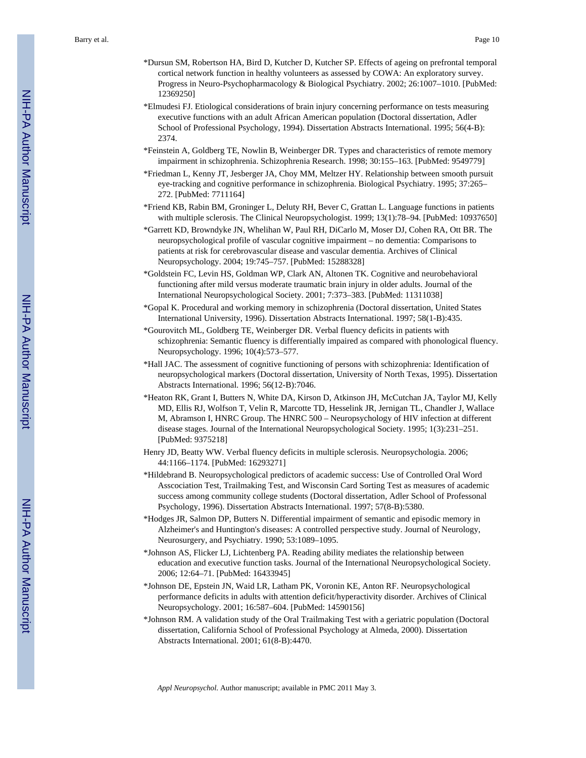*Dursun SM, Robertson HA, Bird D, Kutcher D, Kutcher SP. Effects of ageing on prefrontal temporal cortical network function in healthy volunteers as assessed by COWA: An exploratory survey. Progress in Neuro-Psychopharmacology & Biological Psychiatry. 2002; 26:1007–1010. [PubMed: 12369250]

*Elmudesi FJ. Etiological considerations of brain injury concerning performance on tests measuring executive functions with an adult African American population (Doctoral dissertation, Adler School of Professional Psychology, 1994). Dissertation Abstracts International. 1995; 56(4-B): 2374.

*Feinstein A, Goldberg TE, Nowlin B, Weinberger DR. Types and characteristics of remote memory impairment in schizophrenia. Schizophrenia Research. 1998; 30:155–163. [PubMed: 9549779]

*Friedman L, Kenny JT, Jesberger JA, Choy MM, Meltzer HY. Relationship between smooth pursuit eye-tracking and cognitive performance in schizophrenia. Biological Psychiatry. 1995; 37:265–272. [PubMed: 7711164]

*Friend KB, Rabin BM, Groninger L, Deluty RH, Bever C, Grattan L. Language functions in patients with multiple sclerosis. The Clinical Neuropsychologist. 1999; 13(1):78–94. [PubMed: 10937650]

*Garrett KD, Browndyke JN, Whelihan W, Paul RH, DiCarlo M, Moser DJ, Cohen RA, Ott BR. The neuropsychological profile of vascular cognitive impairment – no dementia: Comparisons to patients at risk for cerebrovascular disease and vascular dementia. Archives of Clinical Neuropsychology. 2004; 19:745–757. [PubMed: 15288328]

*Goldstein FC, Levin HS, Goldman WP, Clark AN, Altonen TK. Cognitive and neurobehavioral functioning after mild versus moderate traumatic brain injury in older adults. Journal of the International Neuropsychological Society. 2001; 7:373–383. [PubMed: 11311038]

*Gopal K. Procedural and working memory in schizophrenia (Doctoral dissertation, United States International University, 1996). Dissertation Abstracts International. 1997; 58(1-B):435.

*Gourovitch ML, Goldberg TE, Weinberger DR. Verbal fluency deficits in patients with schizophrenia: Semantic fluency is differentially impaired as compared with phonological fluency. Neuropsychology. 1996; 10(4):573–577.

*Hall JAC. The assessment of cognitive functioning of persons with schizophrenia: Identification of neuropsychological markers (Doctoral dissertation, University of North Texas, 1995). Dissertation Abstracts International. 1996; 56(12-B):7046.

*Heaton RK, Grant I, Butters N, White DA, Kirson D, Atkinson JH, McCutchan JA, Taylor MJ, Kelly MD, Ellis RJ, Wolfson T, Velin R, Marcotte TD, Hesselink JR, Jernigan TL, Chandler J, Wallace M, Abramson I, HNRC Group. The HNRC 500 – Neuropsychology of HIV infection at different disease stages. Journal of the International Neuropsychological Society. 1995; 1(3):231–251. [PubMed: 9375218]

Henry JD, Beatty WW. Verbal fluency deficits in multiple sclerosis. Neuropsychologia. 2006; 44:1166–1174. [PubMed: 16293271]

*Hildebrand B. Neuropsychological predictors of academic success: Use of Controlled Oral Word Asscociation Test, Trailmaking Test, and Wisconsin Card Sorting Test as measures of academic success among community college students (Doctoral dissertation, Adler School of Professonal Psychology, 1996). Dissertation Abstracts International. 1997; 57(8-B):5380.

*Hodges JR, Salmon DP, Butters N. Differential impairment of semantic and episodic memory in Alzheimer's and Huntington's diseases: A controlled perspective study. Journal of Neurology, Neurosurgery, and Psychiatry. 1990; 53:1089–1095.

*Johnson AS, Flicker LJ, Lichtenberg PA. Reading ability mediates the relationship between education and executive function tasks. Journal of the International Neuropsychological Society. 2006; 12:64–71. [PubMed: 16433945]

*Johnson DE, Epstein JN, Waid LR, Latham PK, Voronin KE, Anton RF. Neuropsychological performance deficits in adults with attention deficit/hyperactivity disorder. Archives of Clinical Neuropsychology. 2001; 16:587–604. [PubMed: 14590156]

*Johnson RM. A validation study of the Oral Trailmaking Test with a geriatric population (Doctoral dissertation, California School of Professional Psychology at Almeda, 2000). Dissertation Abstracts International. 2001; 61(8-B):4470.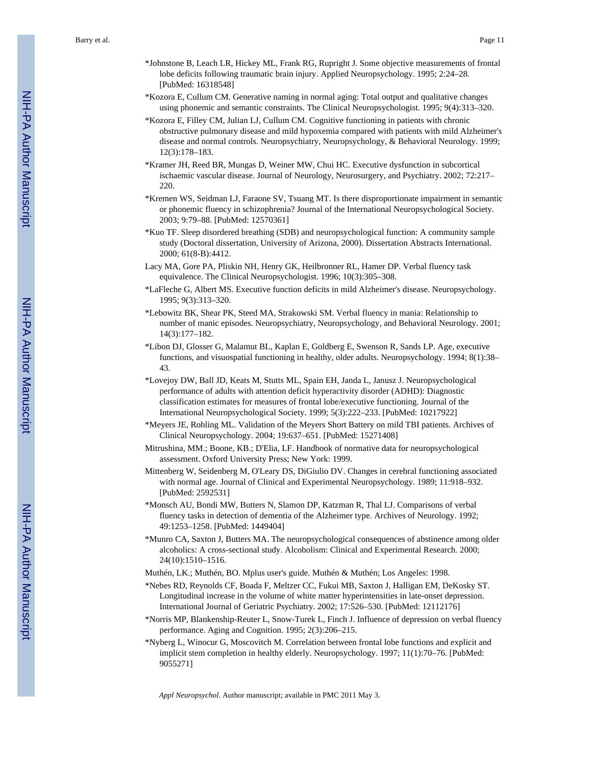*Johnstone B, Leach LR, Hickey ML, Frank RG, Rupright J. Some objective measurements of frontal lobe deficits following traumatic brain injury. Applied Neuropsychology. 1995; 2:24–28. [PubMed: 16318548]

*Kozora E, Cullum CM. Generative naming in normal aging: Total output and qualitative changes using phonemic and semantic constraints. The Clinical Neuropsychologist. 1995; 9(4):313–320.

*Kozora E, Filley CM, Julian LJ, Cullum CM. Cognitive functioning in patients with chronic obstructive pulmonary disease and mild hypoxemia compared with patients with mild Alzheimer's disease and normal controls. Neuropsychiatry, Neuropsychology, & Behavioral Neurology. 1999; 12(3):178–183.

*Kramer JH, Reed BR, Mungas D, Weiner MW, Chui HC. Executive dysfunction in subcortical ischaemic vascular disease. Journal of Neurology, Neurosurgery, and Psychiatry. 2002; 72:217–220.

*Kremen WS, Seidman LJ, Faraone SV, Tsuang MT. Is there disproportionate impairment in semantic or phonemic fluency in schizophrenia? Journal of the International Neuropsychological Society. 2003; 9:79–88. [PubMed: 12570361]

*Kuo TF. Sleep disordered breathing (SDB) and neuropsychological function: A community sample study (Doctoral dissertation, University of Arizona, 2000). Dissertation Abstracts International. 2000; 61(8-B):4412.

Lacy MA, Gore PA, Pliskin NH, Henry GK, Heilbronner RL, Hamer DP. Verbal fluency task equivalence. The Clinical Neuropsychologist. 1996; 10(3):305–308.

*LaFleche G, Albert MS. Executive function deficits in mild Alzheimer's disease. Neuropsychology. 1995; 9(3):313–320.

*Lebowitz BK, Shear PK, Steed MA, Strakowski SM. Verbal fluency in mania: Relationship to number of manic episodes. Neuropsychiatry, Neuropsychology, and Behavioral Neurology. 2001; 14(3):177–182.

*Libon DJ, Glosser G, Malamut BL, Kaplan E, Goldberg E, Swenson R, Sands LP. Age, executive functions, and visuospatial functioning in healthy, older adults. Neuropsychology. 1994; 8(1):38–43.

*Lovejoy DW, Ball JD, Keats M, Stutts ML, Spain EH, Janda L, Janusz J. Neuropsychological performance of adults with attention deficit hyperactivity disorder (ADHD): Diagnostic classification estimates for measures of frontal lobe/executive functioning. Journal of the International Neuropsychological Society. 1999; 5(3):222–233. [PubMed: 10217922]

*Meyers JE, Rohling ML. Validation of the Meyers Short Battery on mild TBI patients. Archives of Clinical Neuropsychology. 2004; 19:637–651. [PubMed: 15271408]

Mitrushina, MM.; Boone, KB.; D'Elia, LF. Handbook of normative data for neuropsychological assessment. Oxford University Press; New York: 1999.

Mittenberg W, Seidenberg M, O'Leary DS, DiGiulio DV. Changes in cerebral functioning associated with normal age. Journal of Clinical and Experimental Neuropsychology. 1989; 11:918–932. [PubMed: 2592531]

*Monsch AU, Bondi MW, Butters N, Slamon DP, Katzman R, Thal LJ. Comparisons of verbal fluency tasks in detection of dementia of the Alzheimer type. Archives of Neurology. 1992; 49:1253–1258. [PubMed: 1449404]

*Munro CA, Saxton J, Butters MA. The neuropsychological consequences of abstinence among older alcoholics: A cross-sectional study. Alcoholism: Clinical and Experimental Research. 2000; 24(10):1510–1516.

Muthén, LK.; Muthén, BO. Mplus user's guide. Muthén & Muthén; Los Angeles: 1998.

*Nebes RD, Reynolds CF, Boada F, Meltzer CC, Fukui MB, Saxton J, Halligan EM, DeKosky ST. Longitudinal increase in the volume of white matter hyperintensities in late-onset depression. International Journal of Geriatric Psychiatry. 2002; 17:526–530. [PubMed: 12112176]

*Norris MP, Blankenship-Reuter L, Snow-Turek L, Finch J. Influence of depression on verbal fluency performance. Aging and Cognition. 1995; 2(3):206–215.

*Nyberg L, Winocur G, Moscovitch M. Correlation between frontal lobe functions and explicit and implicit stem completion in healthy elderly. Neuropsychology. 1997; 11(1):70–76. [PubMed: 9055271]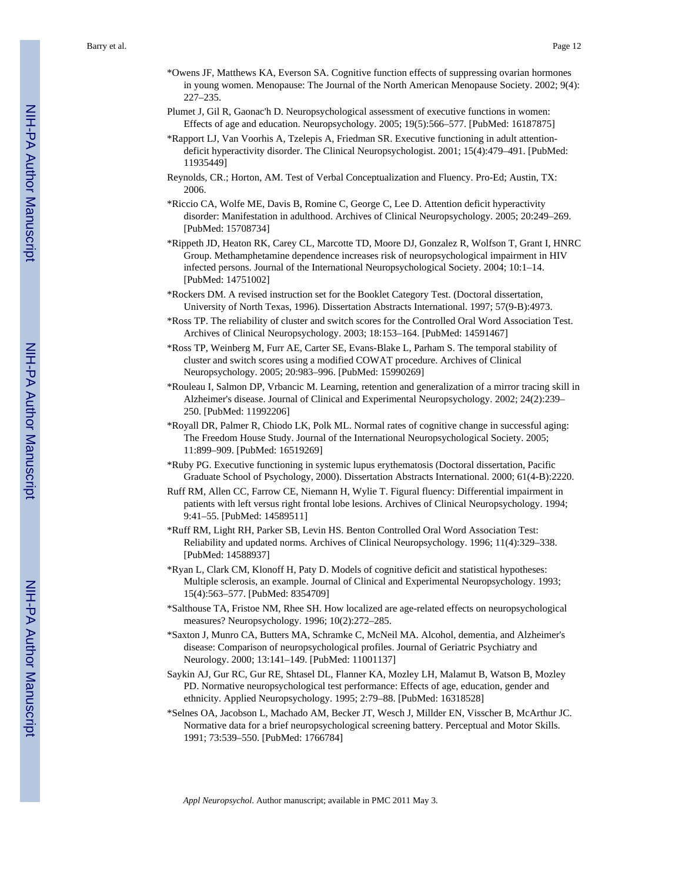*Owens JF, Matthews KA, Everson SA. Cognitive function effects of suppressing ovarian hormones in young women. Menopause: The Journal of the North American Menopause Society. 2002; 9(4): 227–235.

Plumet J, Gil R, Gaonac'h D. Neuropsychological assessment of executive functions in women: Effects of age and education. Neuropsychology. 2005; 19(5):566–577. [PubMed: 16187875]

*Rapport LJ, Van Voorhis A, Tzelepis A, Friedman SR. Executive functioning in adult attention-deficit hyperactivity disorder. The Clinical Neuropsychologist. 2001; 15(4):479–491. [PubMed: 11935449]

Reynolds, CR.; Horton, AM. Test of Verbal Conceptualization and Fluency. Pro-Ed; Austin, TX: 2006.

*Riccio CA, Wolfe ME, Davis B, Romine C, George C, Lee D. Attention deficit hyperactivity disorder: Manifestation in adulthood. Archives of Clinical Neuropsychology. 2005; 20:249–269. [PubMed: 15708734]

*Rippeth JD, Heaton RK, Carey CL, Marcotte TD, Moore DJ, Gonzalez R, Wolfson T, Grant I, HNRC Group. Methamphetamine dependence increases risk of neuropsychological impairment in HIV infected persons. Journal of the International Neuropsychological Society. 2004; 10:1–14. [PubMed: 14751002]

*Rockers DM. A revised instruction set for the Booklet Category Test. (Doctoral dissertation, University of North Texas, 1996). Dissertation Abstracts International. 1997; 57(9-B):4973.

*Ross TP. The reliability of cluster and switch scores for the Controlled Oral Word Association Test. Archives of Clinical Neuropsychology. 2003; 18:153–164. [PubMed: 14591467]

*Ross TP, Weinberg M, Furr AE, Carter SE, Evans-Blake L, Parham S. The temporal stability of cluster and switch scores using a modified COWAT procedure. Archives of Clinical Neuropsychology. 2005; 20:983–996. [PubMed: 15990269]

*Rouleau I, Salmon DP, Vrbancic M. Learning, retention and generalization of a mirror tracing skill in Alzheimer's disease. Journal of Clinical and Experimental Neuropsychology. 2002; 24(2):239–250. [PubMed: 11992206]

*Royall DR, Palmer R, Chiodo LK, Polk ML. Normal rates of cognitive change in successful aging: The Freedom House Study. Journal of the International Neuropsychological Society. 2005; 11:899–909. [PubMed: 16519269]

*Ruby PG. Executive functioning in systemic lupus erythematosis (Doctoral dissertation, Pacific Graduate School of Psychology, 2000). Dissertation Abstracts International. 2000; 61(4-B):2220.

Ruff RM, Allen CC, Farrow CE, Niemann H, Wylie T. Figural fluency: Differential impairment in patients with left versus right frontal lobe lesions. Archives of Clinical Neuropsychology. 1994; 9:41–55. [PubMed: 14589511]

*Ruff RM, Light RH, Parker SB, Levin HS. Benton Controlled Oral Word Association Test: Reliability and updated norms. Archives of Clinical Neuropsychology. 1996; 11(4):329–338. [PubMed: 14588937]

*Ryan L, Clark CM, Klonoff H, Paty D. Models of cognitive deficit and statistical hypotheses: Multiple sclerosis, an example. Journal of Clinical and Experimental Neuropsychology. 1993; 15(4):563–577. [PubMed: 8354709]

*Salthouse TA, Fristoe NM, Rhee SH. How localized are age-related effects on neuropsychological measures? Neuropsychology. 1996; 10(2):272–285.

*Saxton J, Munro CA, Butters MA, Schramke C, McNeil MA. Alcohol, dementia, and Alzheimer's disease: Comparison of neuropsychological profiles. Journal of Geriatric Psychiatry and Neurology. 2000; 13:141–149. [PubMed: 11001137]

Saykin AJ, Gur RC, Gur RE, Shtasel DL, Flanner KA, Mozley LH, Malamut B, Watson B, Mozley PD. Normative neuropsychological test performance: Effects of age, education, gender and ethnicity. Applied Neuropsychology. 1995; 2:79–88. [PubMed: 16318528]

*Selnes OA, Jacobson L, Machado AM, Becker JT, Wesch J, Millder EN, Visscher B, McArthur JC. Normative data for a brief neuropsychological screening battery. Perceptual and Motor Skills. 1991; 73:539–550. [PubMed: 1766784]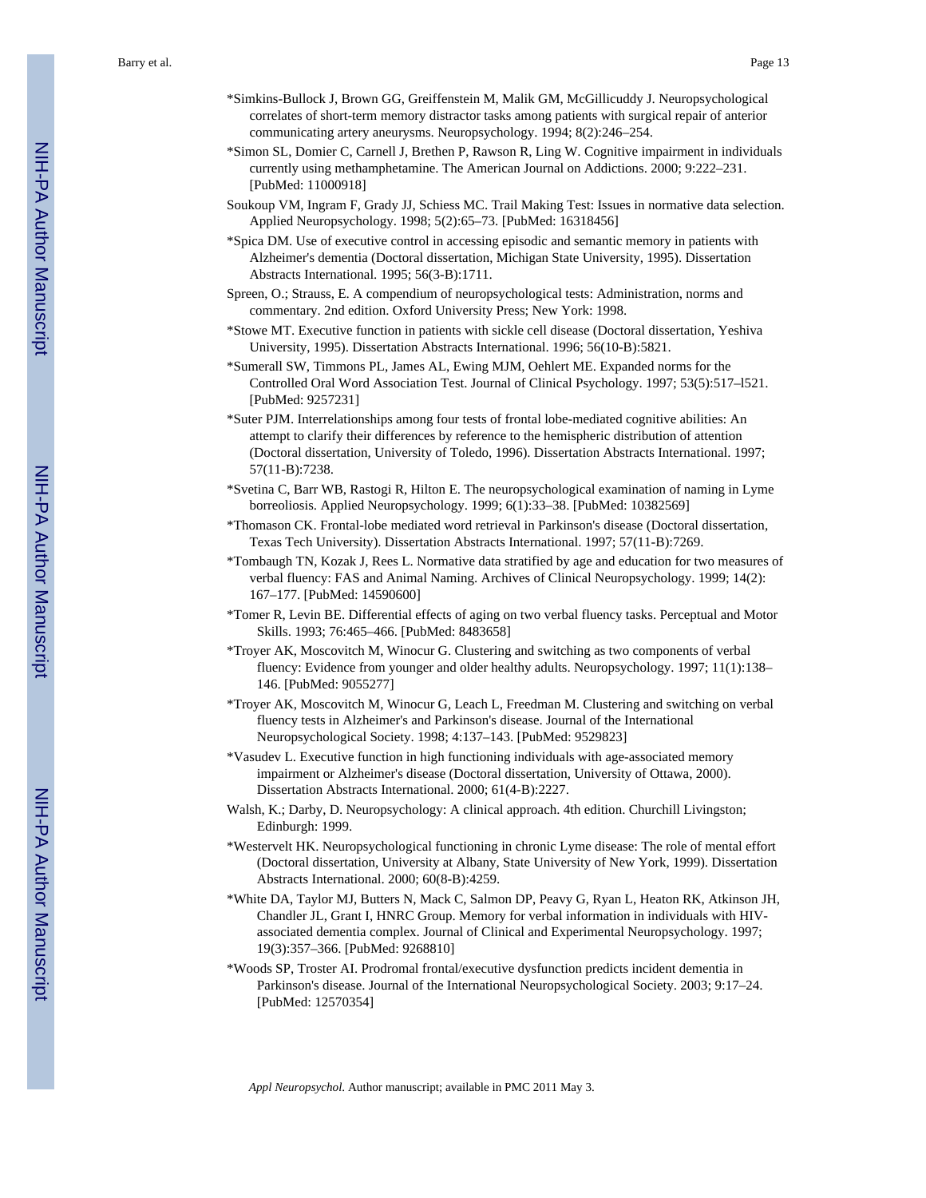*Simkins-Bullock J, Brown GG, Greiffenstein M, Malik GM, McGillicuddy J. Neuropsychological correlates of short-term memory distractor tasks among patients with surgical repair of anterior communicating artery aneurysms. Neuropsychology. 1994; 8(2):246–254.

*Simon SL, Domier C, Carnell J, Brethen P, Rawson R, Ling W. Cognitive impairment in individuals currently using methamphetamine. The American Journal on Addictions. 2000; 9:222–231. [PubMed: 11000918]

Soukoup VM, Ingram F, Grady JJ, Schiess MC. Trail Making Test: Issues in normative data selection. Applied Neuropsychology. 1998; 5(2):65–73. [PubMed: 16318456]

*Spica DM. Use of executive control in accessing episodic and semantic memory in patients with Alzheimer's dementia (Doctoral dissertation, Michigan State University, 1995). Dissertation Abstracts International. 1995; 56(3-B):1711.

Spreen, O.; Strauss, E. A compendium of neuropsychological tests: Administration, norms and commentary. 2nd edition. Oxford University Press; New York: 1998.

*Stowe MT. Executive function in patients with sickle cell disease (Doctoral dissertation, Yeshiva University, 1995). Dissertation Abstracts International. 1996; 56(10-B):5821.

*Sumerall SW, Timmons PL, James AL, Ewing MJM, Oehlert ME. Expanded norms for the Controlled Oral Word Association Test. Journal of Clinical Psychology. 1997; 53(5):517–l521. [PubMed: 9257231]

*Suter PJM. Interrelationships among four tests of frontal lobe-mediated cognitive abilities: An attempt to clarify their differences by reference to the hemispheric distribution of attention (Doctoral dissertation, University of Toledo, 1996). Dissertation Abstracts International. 1997; 57(11-B):7238.

*Svetina C, Barr WB, Rastogi R, Hilton E. The neuropsychological examination of naming in Lyme borreliosis. Applied Neuropsychology. 1999; 6(1):33–38. [PubMed: 10382569]

*Thomason CK. Frontal-lobe mediated word retrieval in Parkinson's disease (Doctoral dissertation, Texas Tech University). Dissertation Abstracts International. 1997; 57(11-B):7269.

*Tombaugh TN, Kozak J, Rees L. Normative data stratified by age and education for two measures of verbal fluency: FAS and Animal Naming. Archives of Clinical Neuropsychology. 1999; 14(2): 167–177. [PubMed: 14590600]

*Tomer R, Levin BE. Differential effects of aging on two verbal fluency tasks. Perceptual and Motor Skills. 1993; 76:465–466. [PubMed: 8483658]

*Troyer AK, Moscovitch M, Winocur G. Clustering and switching as two components of verbal fluency: Evidence from younger and older healthy adults. Neuropsychology. 1997; 11(1):138–146. [PubMed: 9055277]

*Troyer AK, Moscovitch M, Winocur G, Leach L, Freedman M. Clustering and switching on verbal fluency tests in Alzheimer's and Parkinson's disease. Journal of the International Neuropsychological Society. 1998; 4:137–143. [PubMed: 9529823]

*Vasudev L. Executive function in high functioning individuals with age-associated memory impairment or Alzheimer's disease (Doctoral dissertation, University of Ottawa, 2000). Dissertation Abstracts International. 2000; 61(4-B):2227.

Walsh, K.; Darby, D. Neuropsychology: A clinical approach. 4th edition. Churchill Livingston; Edinburgh: 1999.

*Westervelt HK. Neuropsychological functioning in chronic Lyme disease: The role of mental effort (Doctoral dissertation, University at Albany, State University of New York, 1999). Dissertation Abstracts International. 2000; 60(8-B):4259.

*White DA, Taylor MJ, Butters N, Mack C, Salmon DP, Peavy G, Ryan L, Heaton RK, Atkinson JH, Chandler JL, Grant I, HNRC Group. Memory for verbal information in individuals with HIV-associated dementia complex. Journal of Clinical and Experimental Neuropsychology. 1997; 19(3):357–366. [PubMed: 9268810]

*Woods SP, Troster AI. Prodromal frontal/executive dysfunction predicts incident dementia in Parkinson's disease. Journal of the International Neuropsychological Society. 2003; 9:17–24. [PubMed: 12570354]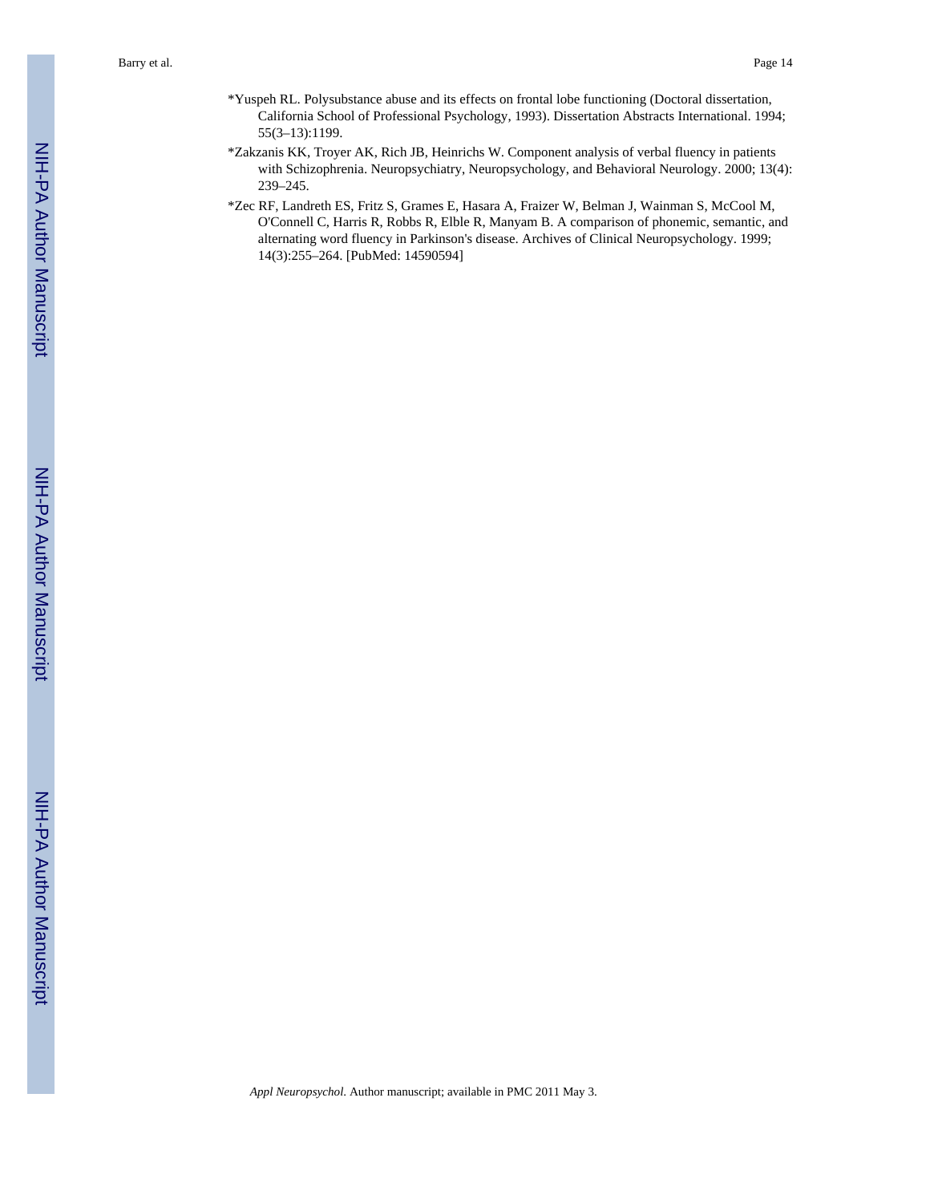*Yuspeh RL. Polysubstance abuse and its effects on frontal lobe functioning (Doctoral dissertation, California School of Professional Psychology, 1993). Dissertation Abstracts International. 1994; 55(3–13):1199.

*Zakzanis KK, Troyer AK, Rich JB, Heinrichs W. Component analysis of verbal fluency in patients with Schizophrenia. Neuropsychiatry, Neuropsychology, and Behavioral Neurology. 2000; 13(4): 239–245.

*Zec RF, Landreth ES, Fritz S, Grames E, Hasara A, Fraizer W, Belman J, Wainman S, McCool M, O'Connell C, Harris R, Robbs R, Elble R, Manyam B. A comparison of phonemic, semantic, and alternating word fluency in Parkinson's disease. Archives of Clinical Neuropsychology. 1999; 14(3):255–264. [PubMed: 14590594]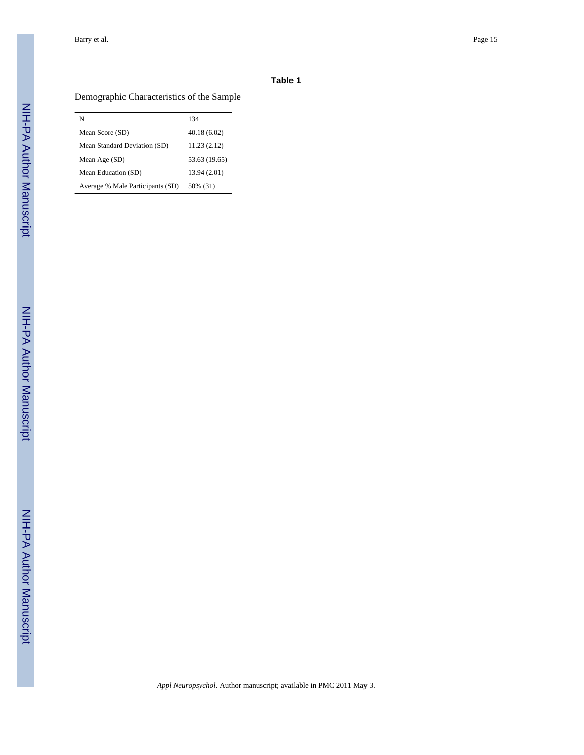**Table 1**

Demographic Characteristics of the Sample

| | |
|---|---|
| N | 134 |
| Mean Score (SD) | 40.18 (6.02) |
| Mean Standard Deviation (SD) | 11.23 (2.12) |
| Mean Age (SD) | 53.63 (19.65) |
| Mean Education (SD) | 13.94 (2.01) |
| Average % Male Participants (SD) | 50% (31) |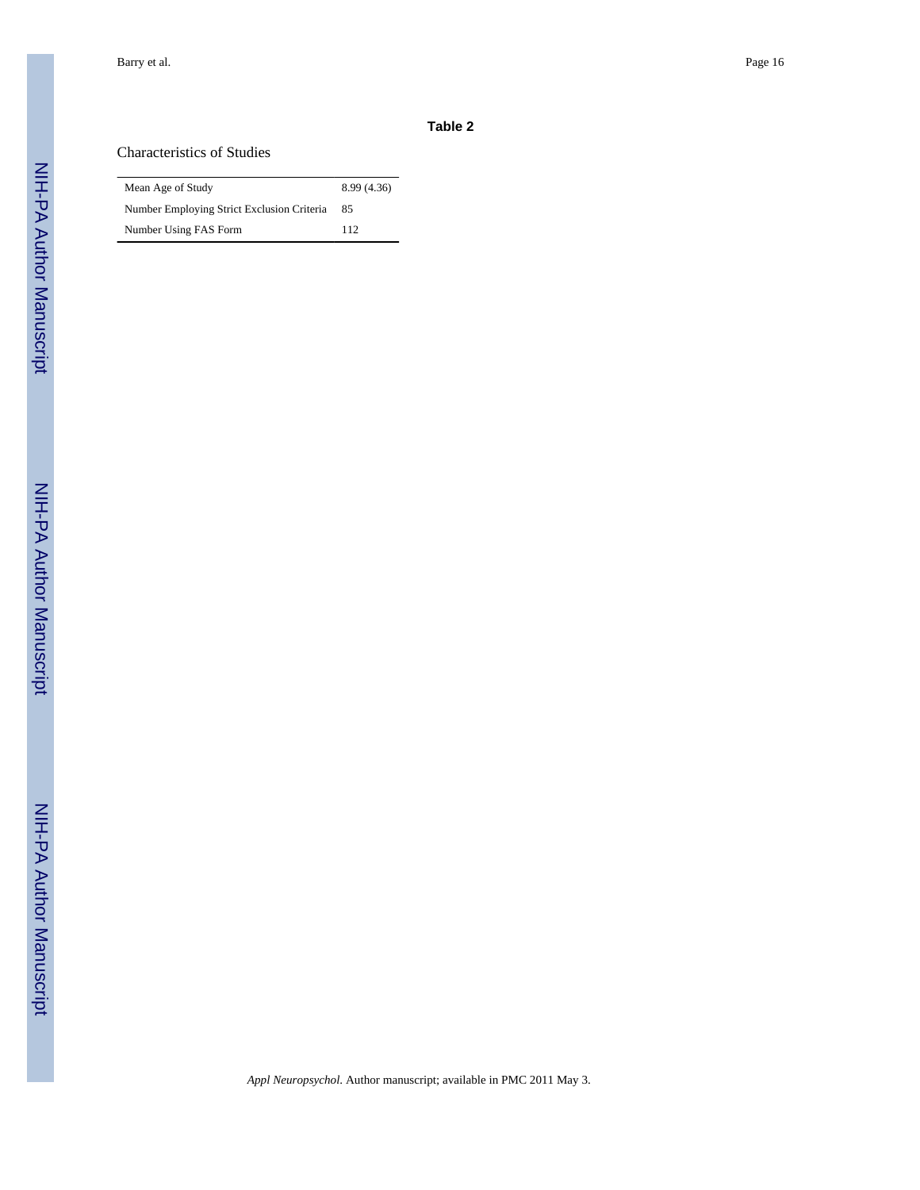**Table 2**

Characteristics of Studies

| | |
|---|---|
| Mean Age of Study | 8.99 (4.36) |
| Number Employing Strict Exclusion Criteria | 85 |
| Number Using FAS Form | 112 |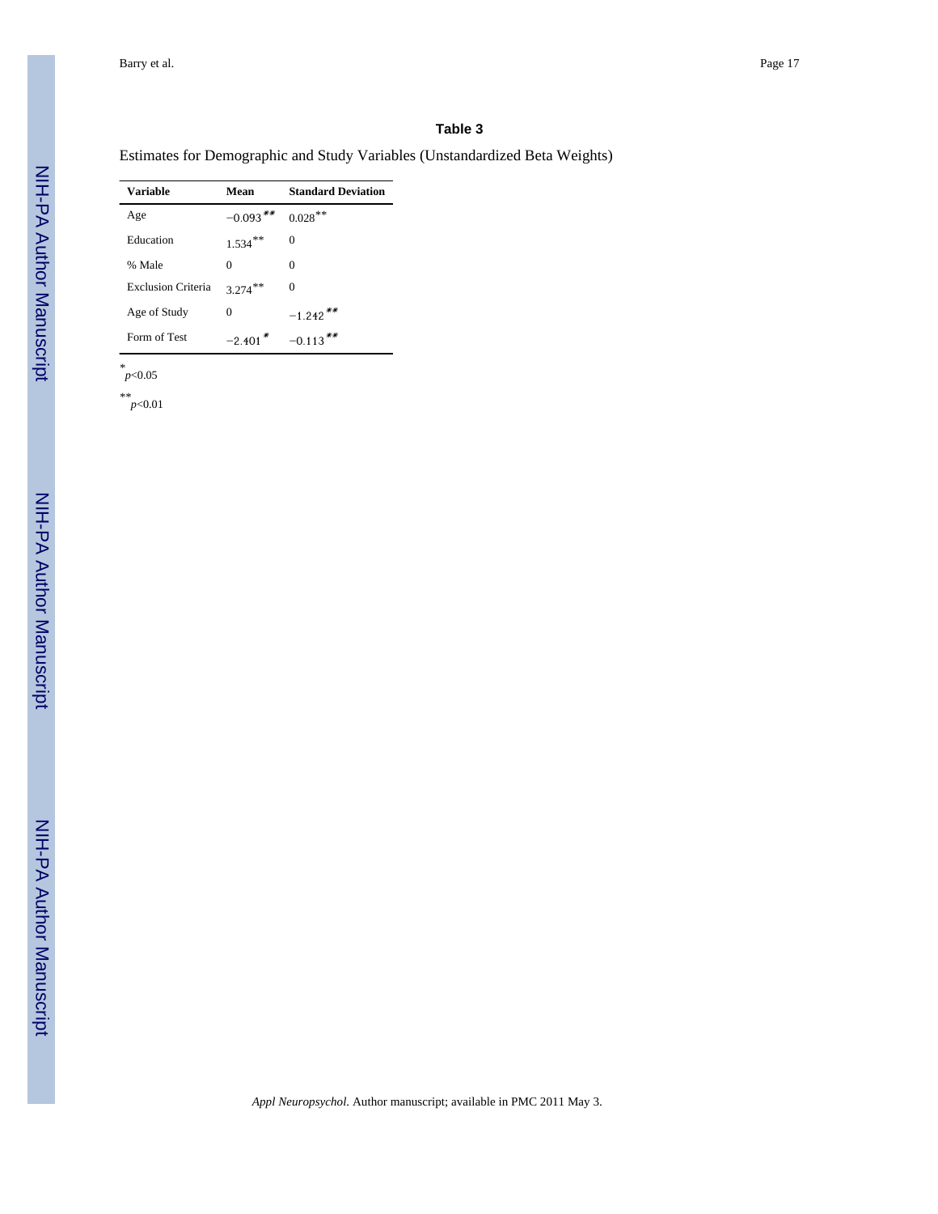**Table 3**

Estimates for Demographic and Study Variables (Unstandardized Beta Weights)

| Variable | Mean | Standard Deviation |
| --- | --- | --- |
| Age | −0.093** | 0.028** |
| Education | 1.534** | 0 |
| % Male | 0 | 0 |
| Exclusion Criteria | 3.274** | 0 |
| Age of Study | 0 | −1.242** |
| Form of Test | −2.401* | −0.113** |

\* $p<0.05$

\*\* $p<0.01$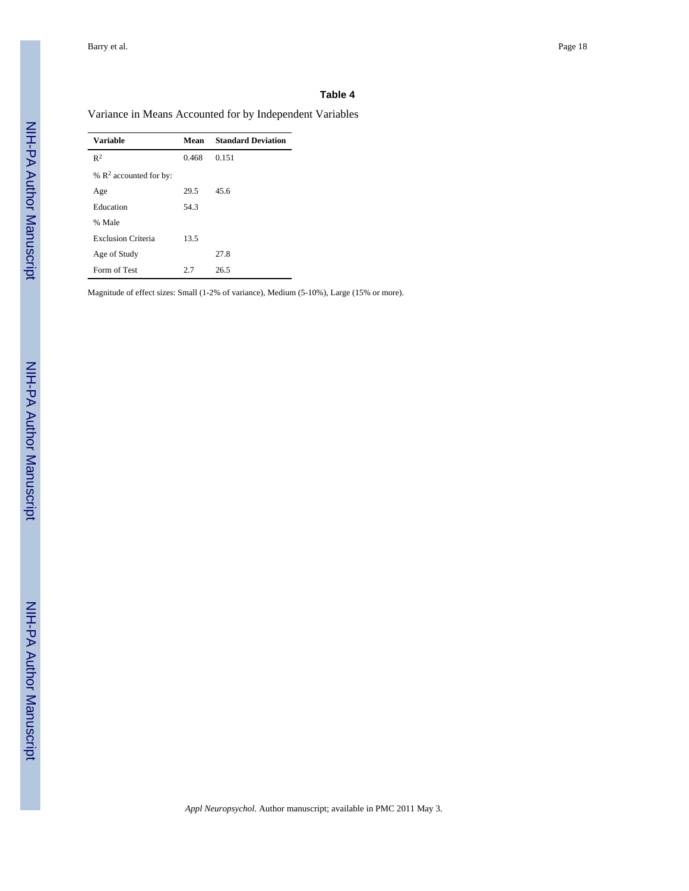**Table 4**

Variance in Means Accounted for by Independent Variables

| Variable | Mean | Standard Deviation |
|---|---|---|
| $R^2$ | 0.468 | 0.151 |
| % $R^2$ accounted for by: | | |
| Age | 29.5 | 45.6 |
| Education | 54.3 | |
| % Male | | |
| Exclusion Criteria | 13.5 | |
| Age of Study | | 27.8 |
| Form of Test | 2.7 | 26.5 |

Magnitude of effect sizes: Small (1-2% of variance), Medium (5-10%), Large (15% or more).